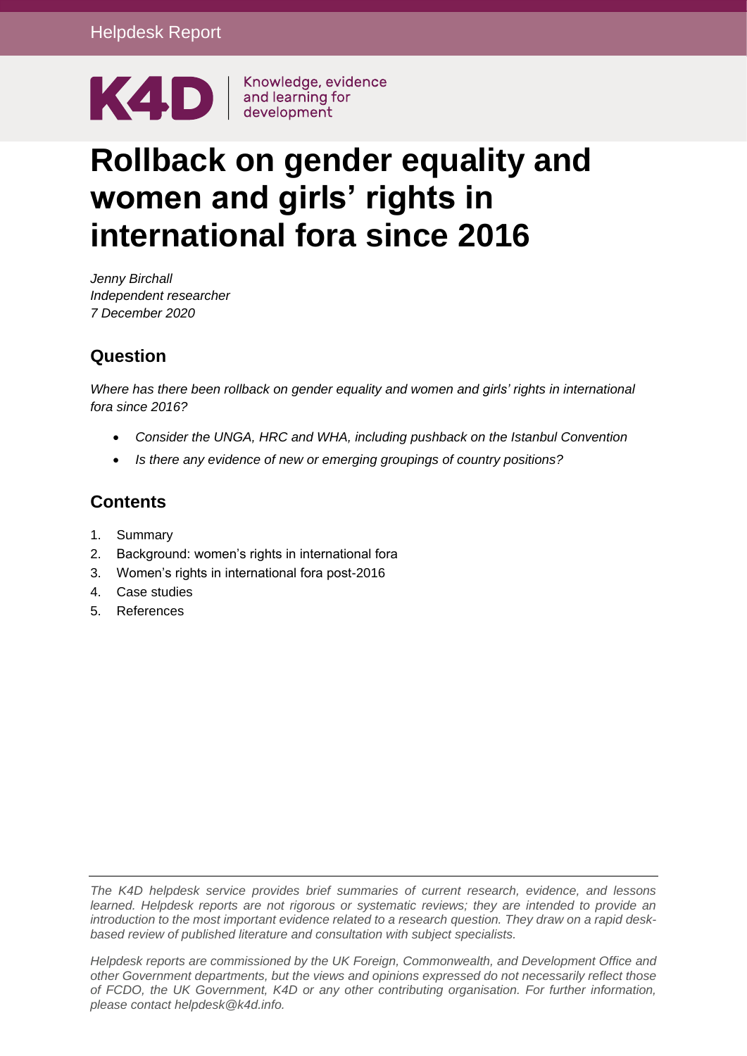Helpdesk Report

K4D | Knowledge, evidence and learning for development

# Rollback on gender equality and women and girls' rights in international fora since 2016

*Jenny Birchall*
*Independent researcher*
*7 December 2020*

## Question

*Where has there been rollback on gender equality and women and girls' rights in international fora since 2016?*

- *Consider the UNGA, HRC and WHA, including pushback on the Istanbul Convention*
- *Is there any evidence of new or emerging groupings of country positions?*

## Contents

1. Summary
2. Background: women's rights in international fora
3. Women's rights in international fora post-2016
4. Case studies
5. References

*The K4D helpdesk service provides brief summaries of current research, evidence, and lessons learned. Helpdesk reports are not rigorous or systematic reviews; they are intended to provide an introduction to the most important evidence related to a research question. They draw on a rapid desk-based review of published literature and consultation with subject specialists.*

*Helpdesk reports are commissioned by the UK Foreign, Commonwealth, and Development Office and other Government departments, but the views and opinions expressed do not necessarily reflect those of FCDO, the UK Government, K4D or any other contributing organisation. For further information, please contact helpdesk@k4d.info.*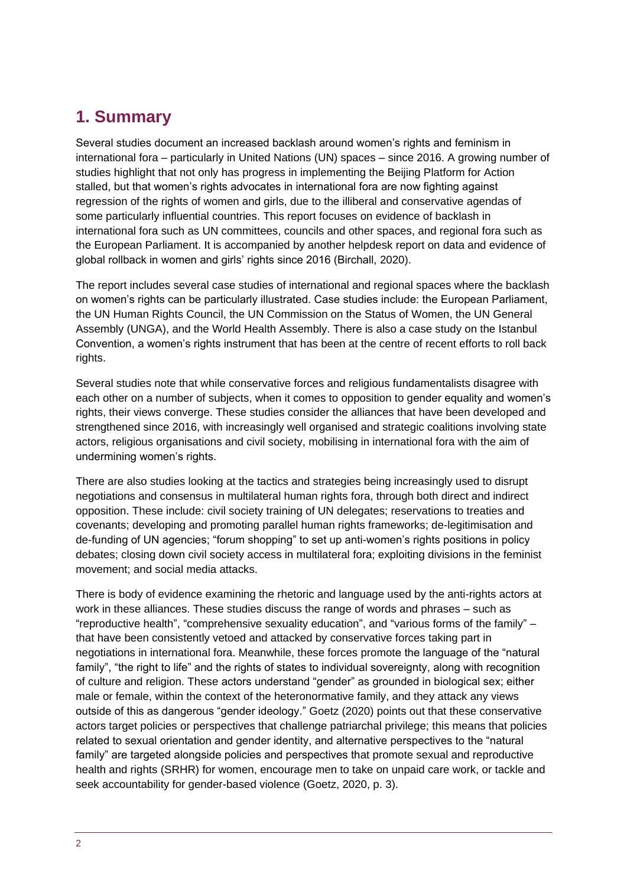## 1. Summary

Several studies document an increased backlash around women's rights and feminism in international fora – particularly in United Nations (UN) spaces – since 2016. A growing number of studies highlight that not only has progress in implementing the Beijing Platform for Action stalled, but that women's rights advocates in international fora are now fighting against regression of the rights of women and girls, due to the illiberal and conservative agendas of some particularly influential countries. This report focuses on evidence of backlash in international fora such as UN committees, councils and other spaces, and regional fora such as the European Parliament. It is accompanied by another helpdesk report on data and evidence of global rollback in women and girls' rights since 2016 (Birchall, 2020).

The report includes several case studies of international and regional spaces where the backlash on women's rights can be particularly illustrated. Case studies include: the European Parliament, the UN Human Rights Council, the UN Commission on the Status of Women, the UN General Assembly (UNGA), and the World Health Assembly. There is also a case study on the Istanbul Convention, a women's rights instrument that has been at the centre of recent efforts to roll back rights.

Several studies note that while conservative forces and religious fundamentalists disagree with each other on a number of subjects, when it comes to opposition to gender equality and women's rights, their views converge. These studies consider the alliances that have been developed and strengthened since 2016, with increasingly well organised and strategic coalitions involving state actors, religious organisations and civil society, mobilising in international fora with the aim of undermining women's rights.

There are also studies looking at the tactics and strategies being increasingly used to disrupt negotiations and consensus in multilateral human rights fora, through both direct and indirect opposition. These include: civil society training of UN delegates; reservations to treaties and covenants; developing and promoting parallel human rights frameworks; de-legitimisation and de-funding of UN agencies; "forum shopping" to set up anti-women's rights positions in policy debates; closing down civil society access in multilateral fora; exploiting divisions in the feminist movement; and social media attacks.

There is body of evidence examining the rhetoric and language used by the anti-rights actors at work in these alliances. These studies discuss the range of words and phrases – such as "reproductive health", "comprehensive sexuality education", and "various forms of the family" – that have been consistently vetoed and attacked by conservative forces taking part in negotiations in international fora. Meanwhile, these forces promote the language of the "natural family", "the right to life" and the rights of states to individual sovereignty, along with recognition of culture and religion. These actors understand "gender" as grounded in biological sex; either male or female, within the context of the heteronormative family, and they attack any views outside of this as dangerous "gender ideology." Goetz (2020) points out that these conservative actors target policies or perspectives that challenge patriarchal privilege; this means that policies related to sexual orientation and gender identity, and alternative perspectives to the "natural family" are targeted alongside policies and perspectives that promote sexual and reproductive health and rights (SRHR) for women, encourage men to take on unpaid care work, or tackle and seek accountability for gender-based violence (Goetz, 2020, p. 3).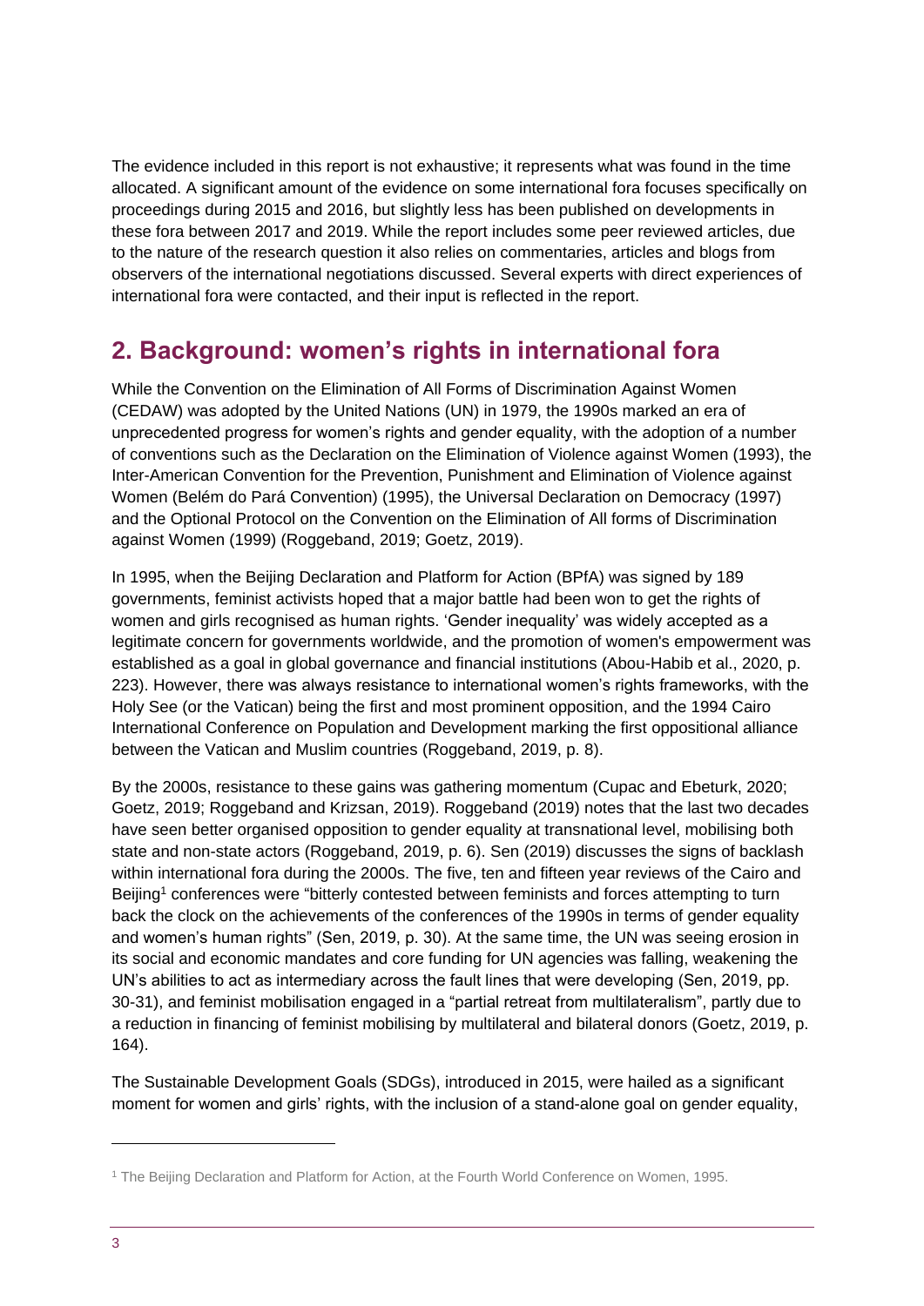The evidence included in this report is not exhaustive; it represents what was found in the time allocated. A significant amount of the evidence on some international fora focuses specifically on proceedings during 2015 and 2016, but slightly less has been published on developments in these fora between 2017 and 2019. While the report includes some peer reviewed articles, due to the nature of the research question it also relies on commentaries, articles and blogs from observers of the international negotiations discussed. Several experts with direct experiences of international fora were contacted, and their input is reflected in the report.

## 2. Background: women's rights in international fora

While the Convention on the Elimination of All Forms of Discrimination Against Women (CEDAW) was adopted by the United Nations (UN) in 1979, the 1990s marked an era of unprecedented progress for women's rights and gender equality, with the adoption of a number of conventions such as the Declaration on the Elimination of Violence against Women (1993), the Inter-American Convention for the Prevention, Punishment and Elimination of Violence against Women (Belém do Pará Convention) (1995), the Universal Declaration on Democracy (1997) and the Optional Protocol on the Convention on the Elimination of All forms of Discrimination against Women (1999) (Roggeband, 2019; Goetz, 2019).

In 1995, when the Beijing Declaration and Platform for Action (BPfA) was signed by 189 governments, feminist activists hoped that a major battle had been won to get the rights of women and girls recognised as human rights. 'Gender inequality' was widely accepted as a legitimate concern for governments worldwide, and the promotion of women's empowerment was established as a goal in global governance and financial institutions (Abou-Habib et al., 2020, p. 223). However, there was always resistance to international women's rights frameworks, with the Holy See (or the Vatican) being the first and most prominent opposition, and the 1994 Cairo International Conference on Population and Development marking the first oppositional alliance between the Vatican and Muslim countries (Roggeband, 2019, p. 8).

By the 2000s, resistance to these gains was gathering momentum (Cupac and Ebeturk, 2020; Goetz, 2019; Roggeband and Krizsan, 2019). Roggeband (2019) notes that the last two decades have seen better organised opposition to gender equality at transnational level, mobilising both state and non-state actors (Roggeband, 2019, p. 6). Sen (2019) discusses the signs of backlash within international fora during the 2000s. The five, ten and fifteen year reviews of the Cairo and Beijing[1] conferences were "bitterly contested between feminists and forces attempting to turn back the clock on the achievements of the conferences of the 1990s in terms of gender equality and women's human rights" (Sen, 2019, p. 30). At the same time, the UN was seeing erosion in its social and economic mandates and core funding for UN agencies was falling, weakening the UN's abilities to act as intermediary across the fault lines that were developing (Sen, 2019, pp. 30-31), and feminist mobilisation engaged in a "partial retreat from multilateralism", partly due to a reduction in financing of feminist mobilising by multilateral and bilateral donors (Goetz, 2019, p. 164).

The Sustainable Development Goals (SDGs), introduced in 2015, were hailed as a significant moment for women and girls' rights, with the inclusion of a stand-alone goal on gender equality,

[1] The Beijing Declaration and Platform for Action, at the Fourth World Conference on Women, 1995.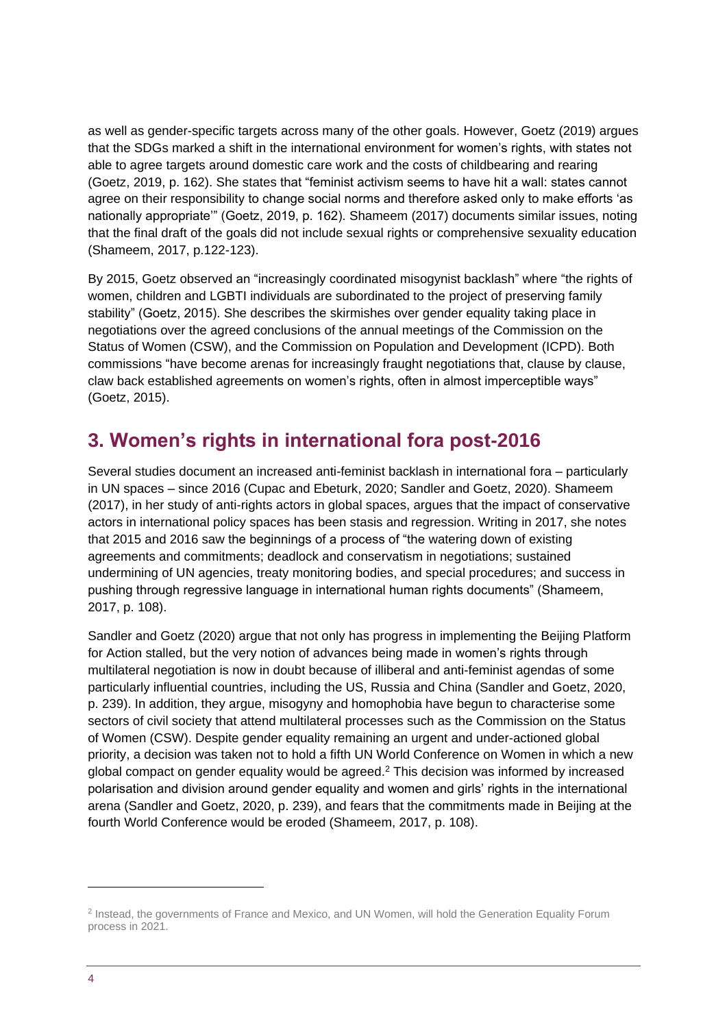as well as gender-specific targets across many of the other goals. However, Goetz (2019) argues that the SDGs marked a shift in the international environment for women's rights, with states not able to agree targets around domestic care work and the costs of childbearing and rearing (Goetz, 2019, p. 162). She states that "feminist activism seems to have hit a wall: states cannot agree on their responsibility to change social norms and therefore asked only to make efforts 'as nationally appropriate'" (Goetz, 2019, p. 162). Shameem (2017) documents similar issues, noting that the final draft of the goals did not include sexual rights or comprehensive sexuality education (Shameem, 2017, p.122-123).

By 2015, Goetz observed an "increasingly coordinated misogynist backlash" where "the rights of women, children and LGBTI individuals are subordinated to the project of preserving family stability" (Goetz, 2015). She describes the skirmishes over gender equality taking place in negotiations over the agreed conclusions of the annual meetings of the Commission on the Status of Women (CSW), and the Commission on Population and Development (ICPD). Both commissions "have become arenas for increasingly fraught negotiations that, clause by clause, claw back established agreements on women's rights, often in almost imperceptible ways" (Goetz, 2015).

## 3. Women's rights in international fora post-2016

Several studies document an increased anti-feminist backlash in international fora – particularly in UN spaces – since 2016 (Cupac and Ebeturk, 2020; Sandler and Goetz, 2020). Shameem (2017), in her study of anti-rights actors in global spaces, argues that the impact of conservative actors in international policy spaces has been stasis and regression. Writing in 2017, she notes that 2015 and 2016 saw the beginnings of a process of "the watering down of existing agreements and commitments; deadlock and conservatism in negotiations; sustained undermining of UN agencies, treaty monitoring bodies, and special procedures; and success in pushing through regressive language in international human rights documents" (Shameem, 2017, p. 108).

Sandler and Goetz (2020) argue that not only has progress in implementing the Beijing Platform for Action stalled, but the very notion of advances being made in women's rights through multilateral negotiation is now in doubt because of illiberal and anti-feminist agendas of some particularly influential countries, including the US, Russia and China (Sandler and Goetz, 2020, p. 239). In addition, they argue, misogyny and homophobia have begun to characterise some sectors of civil society that attend multilateral processes such as the Commission on the Status of Women (CSW). Despite gender equality remaining an urgent and under-actioned global priority, a decision was taken not to hold a fifth UN World Conference on Women in which a new global compact on gender equality would be agreed.[2] This decision was informed by increased polarisation and division around gender equality and women and girls' rights in the international arena (Sandler and Goetz, 2020, p. 239), and fears that the commitments made in Beijing at the fourth World Conference would be eroded (Shameem, 2017, p. 108).

[2] Instead, the governments of France and Mexico, and UN Women, will hold the Generation Equality Forum process in 2021.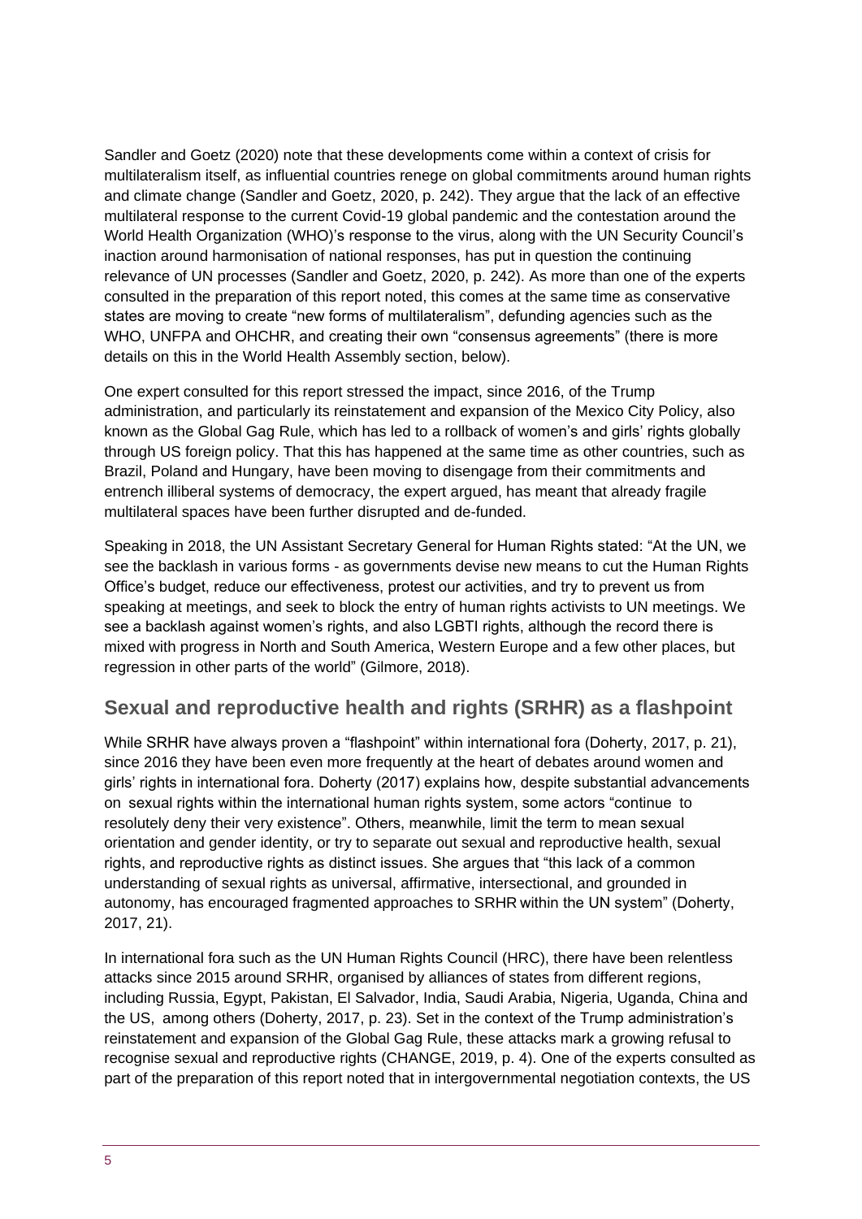Sandler and Goetz (2020) note that these developments come within a context of crisis for multilateralism itself, as influential countries renege on global commitments around human rights and climate change (Sandler and Goetz, 2020, p. 242). They argue that the lack of an effective multilateral response to the current Covid-19 global pandemic and the contestation around the World Health Organization (WHO)'s response to the virus, along with the UN Security Council's inaction around harmonisation of national responses, has put in question the continuing relevance of UN processes (Sandler and Goetz, 2020, p. 242). As more than one of the experts consulted in the preparation of this report noted, this comes at the same time as conservative states are moving to create "new forms of multilateralism", defunding agencies such as the WHO, UNFPA and OHCHR, and creating their own "consensus agreements" (there is more details on this in the World Health Assembly section, below).

One expert consulted for this report stressed the impact, since 2016, of the Trump administration, and particularly its reinstatement and expansion of the Mexico City Policy, also known as the Global Gag Rule, which has led to a rollback of women's and girls' rights globally through US foreign policy. That this has happened at the same time as other countries, such as Brazil, Poland and Hungary, have been moving to disengage from their commitments and entrench illiberal systems of democracy, the expert argued, has meant that already fragile multilateral spaces have been further disrupted and de-funded.

Speaking in 2018, the UN Assistant Secretary General for Human Rights stated: "At the UN, we see the backlash in various forms - as governments devise new means to cut the Human Rights Office's budget, reduce our effectiveness, protest our activities, and try to prevent us from speaking at meetings, and seek to block the entry of human rights activists to UN meetings. We see a backlash against women's rights, and also LGBTI rights, although the record there is mixed with progress in North and South America, Western Europe and a few other places, but regression in other parts of the world" (Gilmore, 2018).

## Sexual and reproductive health and rights (SRHR) as a flashpoint

While SRHR have always proven a "flashpoint" within international fora (Doherty, 2017, p. 21), since 2016 they have been even more frequently at the heart of debates around women and girls' rights in international fora. Doherty (2017) explains how, despite substantial advancements on sexual rights within the international human rights system, some actors "continue to resolutely deny their very existence". Others, meanwhile, limit the term to mean sexual orientation and gender identity, or try to separate out sexual and reproductive health, sexual rights, and reproductive rights as distinct issues. She argues that "this lack of a common understanding of sexual rights as universal, affirmative, intersectional, and grounded in autonomy, has encouraged fragmented approaches to SRHR within the UN system" (Doherty, 2017, 21).

In international fora such as the UN Human Rights Council (HRC), there have been relentless attacks since 2015 around SRHR, organised by alliances of states from different regions, including Russia, Egypt, Pakistan, El Salvador, India, Saudi Arabia, Nigeria, Uganda, China and the US, among others (Doherty, 2017, p. 23). Set in the context of the Trump administration's reinstatement and expansion of the Global Gag Rule, these attacks mark a growing refusal to recognise sexual and reproductive rights (CHANGE, 2019, p. 4). One of the experts consulted as part of the preparation of this report noted that in intergovernmental negotiation contexts, the US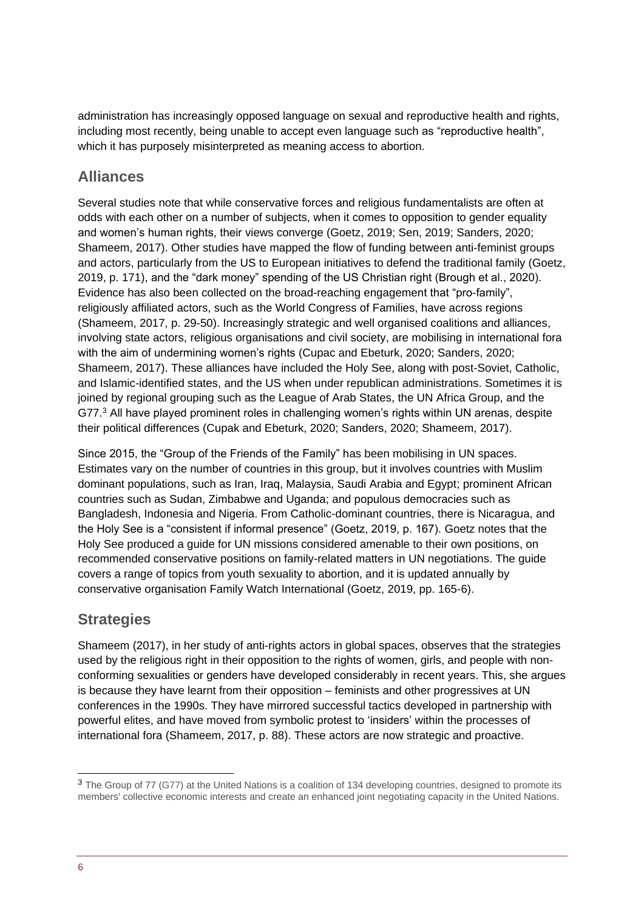administration has increasingly opposed language on sexual and reproductive health and rights, including most recently, being unable to accept even language such as "reproductive health", which it has purposely misinterpreted as meaning access to abortion.

## Alliances

Several studies note that while conservative forces and religious fundamentalists are often at odds with each other on a number of subjects, when it comes to opposition to gender equality and women's human rights, their views converge (Goetz, 2019; Sen, 2019; Sanders, 2020; Shameem, 2017). Other studies have mapped the flow of funding between anti-feminist groups and actors, particularly from the US to European initiatives to defend the traditional family (Goetz, 2019, p. 171), and the "dark money" spending of the US Christian right (Brough et al., 2020). Evidence has also been collected on the broad-reaching engagement that "pro-family", religiously affiliated actors, such as the World Congress of Families, have across regions (Shameem, 2017, p. 29-50). Increasingly strategic and well organised coalitions and alliances, involving state actors, religious organisations and civil society, are mobilising in international fora with the aim of undermining women's rights (Cupac and Ebeturk, 2020; Sanders, 2020; Shameem, 2017). These alliances have included the Holy See, along with post-Soviet, Catholic, and Islamic-identified states, and the US when under republican administrations. Sometimes it is joined by regional grouping such as the League of Arab States, the UN Africa Group, and the G77.[3] All have played prominent roles in challenging women's rights within UN arenas, despite their political differences (Cupak and Ebeturk, 2020; Sanders, 2020; Shameem, 2017).

Since 2015, the "Group of the Friends of the Family" has been mobilising in UN spaces. Estimates vary on the number of countries in this group, but it involves countries with Muslim dominant populations, such as Iran, Iraq, Malaysia, Saudi Arabia and Egypt; prominent African countries such as Sudan, Zimbabwe and Uganda; and populous democracies such as Bangladesh, Indonesia and Nigeria. From Catholic-dominant countries, there is Nicaragua, and the Holy See is a "consistent if informal presence" (Goetz, 2019, p. 167). Goetz notes that the Holy See produced a guide for UN missions considered amenable to their own positions, on recommended conservative positions on family-related matters in UN negotiations. The guide covers a range of topics from youth sexuality to abortion, and it is updated annually by conservative organisation Family Watch International (Goetz, 2019, pp. 165-6).

## Strategies

Shameem (2017), in her study of anti-rights actors in global spaces, observes that the strategies used by the religious right in their opposition to the rights of women, girls, and people with non-conforming sexualities or genders have developed considerably in recent years. This, she argues is because they have learnt from their opposition – feminists and other progressives at UN conferences in the 1990s. They have mirrored successful tactics developed in partnership with powerful elites, and have moved from symbolic protest to 'insiders' within the processes of international fora (Shameem, 2017, p. 88). These actors are now strategic and proactive.

[3] The Group of 77 (G77) at the United Nations is a coalition of 134 developing countries, designed to promote its members' collective economic interests and create an enhanced joint negotiating capacity in the United Nations.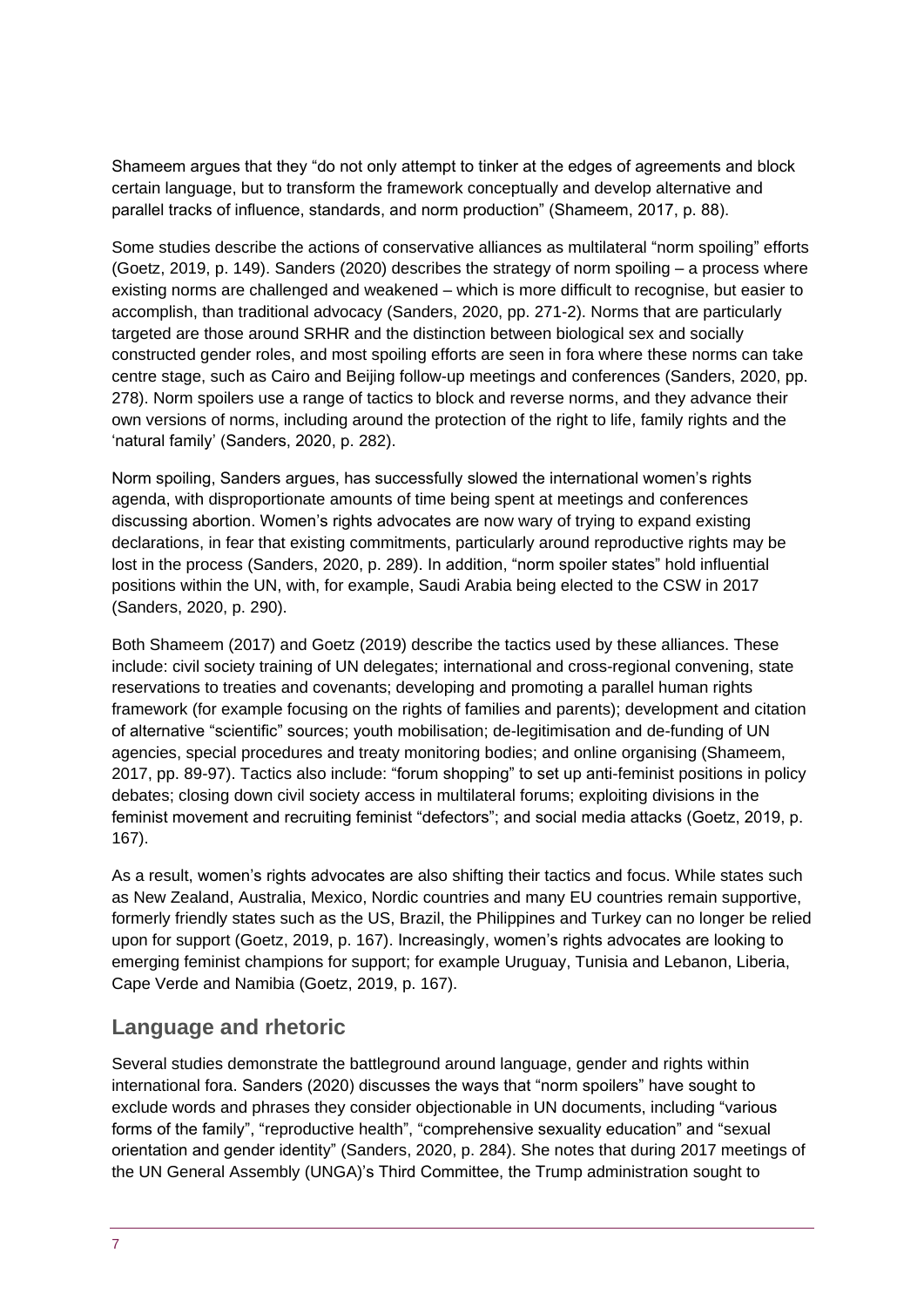Shameem argues that they "do not only attempt to tinker at the edges of agreements and block certain language, but to transform the framework conceptually and develop alternative and parallel tracks of influence, standards, and norm production" (Shameem, 2017, p. 88).

Some studies describe the actions of conservative alliances as multilateral "norm spoiling" efforts (Goetz, 2019, p. 149). Sanders (2020) describes the strategy of norm spoiling – a process where existing norms are challenged and weakened – which is more difficult to recognise, but easier to accomplish, than traditional advocacy (Sanders, 2020, pp. 271-2). Norms that are particularly targeted are those around SRHR and the distinction between biological sex and socially constructed gender roles, and most spoiling efforts are seen in fora where these norms can take centre stage, such as Cairo and Beijing follow-up meetings and conferences (Sanders, 2020, pp. 278). Norm spoilers use a range of tactics to block and reverse norms, and they advance their own versions of norms, including around the protection of the right to life, family rights and the 'natural family' (Sanders, 2020, p. 282).

Norm spoiling, Sanders argues, has successfully slowed the international women's rights agenda, with disproportionate amounts of time being spent at meetings and conferences discussing abortion. Women's rights advocates are now wary of trying to expand existing declarations, in fear that existing commitments, particularly around reproductive rights may be lost in the process (Sanders, 2020, p. 289). In addition, "norm spoiler states" hold influential positions within the UN, with, for example, Saudi Arabia being elected to the CSW in 2017 (Sanders, 2020, p. 290).

Both Shameem (2017) and Goetz (2019) describe the tactics used by these alliances. These include: civil society training of UN delegates; international and cross-regional convening, state reservations to treaties and covenants; developing and promoting a parallel human rights framework (for example focusing on the rights of families and parents); development and citation of alternative "scientific" sources; youth mobilisation; de-legitimisation and de-funding of UN agencies, special procedures and treaty monitoring bodies; and online organising (Shameem, 2017, pp. 89-97). Tactics also include: "forum shopping" to set up anti-feminist positions in policy debates; closing down civil society access in multilateral forums; exploiting divisions in the feminist movement and recruiting feminist "defectors"; and social media attacks (Goetz, 2019, p. 167).

As a result, women's rights advocates are also shifting their tactics and focus. While states such as New Zealand, Australia, Mexico, Nordic countries and many EU countries remain supportive, formerly friendly states such as the US, Brazil, the Philippines and Turkey can no longer be relied upon for support (Goetz, 2019, p. 167). Increasingly, women's rights advocates are looking to emerging feminist champions for support; for example Uruguay, Tunisia and Lebanon, Liberia, Cape Verde and Namibia (Goetz, 2019, p. 167).

## Language and rhetoric

Several studies demonstrate the battleground around language, gender and rights within international fora. Sanders (2020) discusses the ways that "norm spoilers" have sought to exclude words and phrases they consider objectionable in UN documents, including "various forms of the family", "reproductive health", "comprehensive sexuality education" and "sexual orientation and gender identity" (Sanders, 2020, p. 284). She notes that during 2017 meetings of the UN General Assembly (UNGA)'s Third Committee, the Trump administration sought to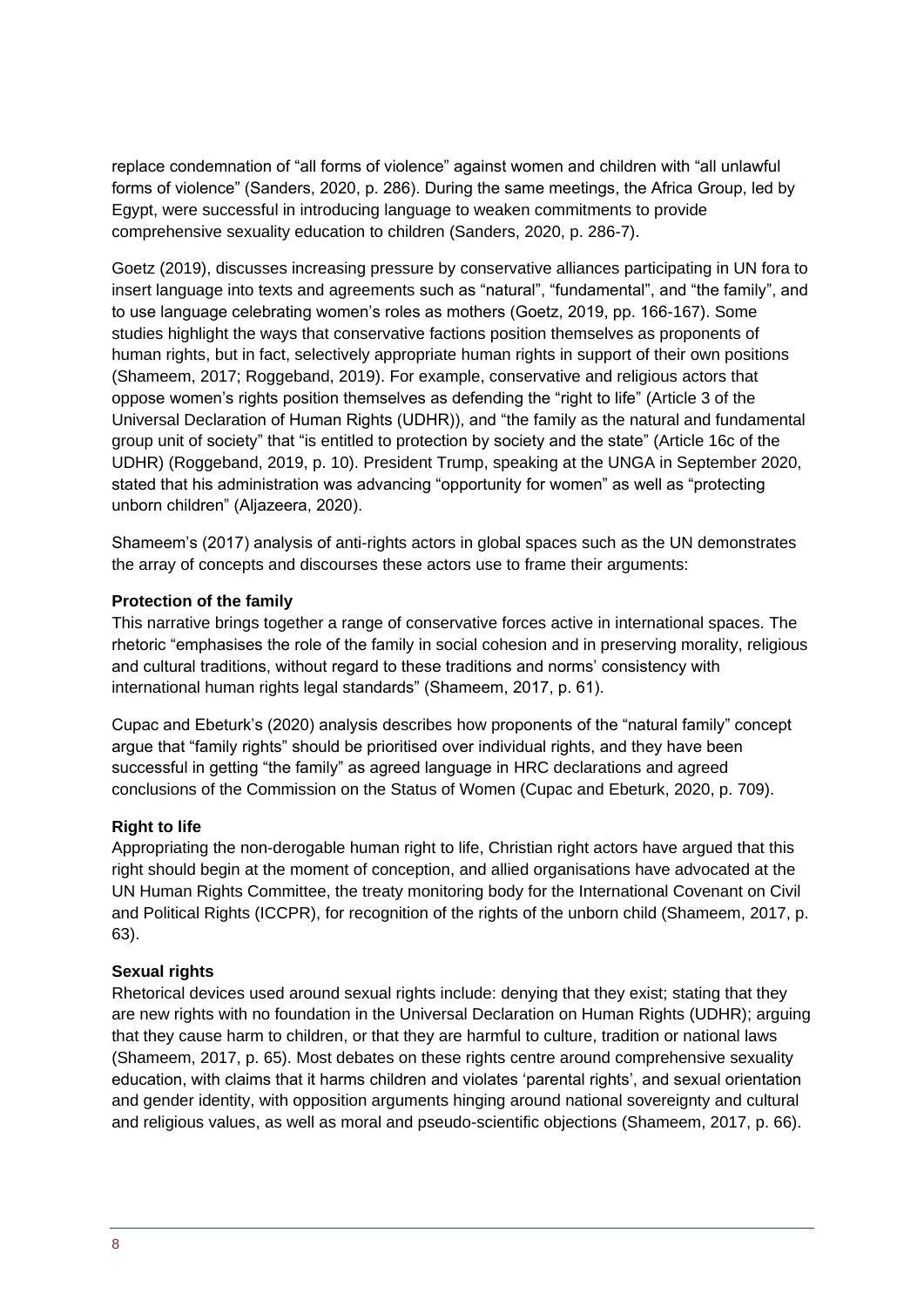replace condemnation of "all forms of violence" against women and children with "all unlawful forms of violence" (Sanders, 2020, p. 286). During the same meetings, the Africa Group, led by Egypt, were successful in introducing language to weaken commitments to provide comprehensive sexuality education to children (Sanders, 2020, p. 286-7).

Goetz (2019), discusses increasing pressure by conservative alliances participating in UN fora to insert language into texts and agreements such as "natural", "fundamental", and "the family", and to use language celebrating women's roles as mothers (Goetz, 2019, pp. 166-167). Some studies highlight the ways that conservative factions position themselves as proponents of human rights, but in fact, selectively appropriate human rights in support of their own positions (Shameem, 2017; Roggeband, 2019). For example, conservative and religious actors that oppose women's rights position themselves as defending the "right to life" (Article 3 of the Universal Declaration of Human Rights (UDHR)), and "the family as the natural and fundamental group unit of society" that "is entitled to protection by society and the state" (Article 16c of the UDHR) (Roggeband, 2019, p. 10). President Trump, speaking at the UNGA in September 2020, stated that his administration was advancing "opportunity for women" as well as "protecting unborn children" (Aljazeera, 2020).

Shameem's (2017) analysis of anti-rights actors in global spaces such as the UN demonstrates the array of concepts and discourses these actors use to frame their arguments:

**Protection of the family**

This narrative brings together a range of conservative forces active in international spaces. The rhetoric "emphasises the role of the family in social cohesion and in preserving morality, religious and cultural traditions, without regard to these traditions and norms' consistency with international human rights legal standards" (Shameem, 2017, p. 61).

Cupac and Ebeturk's (2020) analysis describes how proponents of the "natural family" concept argue that "family rights" should be prioritised over individual rights, and they have been successful in getting "the family" as agreed language in HRC declarations and agreed conclusions of the Commission on the Status of Women (Cupac and Ebeturk, 2020, p. 709).

**Right to life**

Appropriating the non-derogable human right to life, Christian right actors have argued that this right should begin at the moment of conception, and allied organisations have advocated at the UN Human Rights Committee, the treaty monitoring body for the International Covenant on Civil and Political Rights (ICCPR), for recognition of the rights of the unborn child (Shameem, 2017, p. 63).

**Sexual rights**

Rhetorical devices used around sexual rights include: denying that they exist; stating that they are new rights with no foundation in the Universal Declaration on Human Rights (UDHR); arguing that they cause harm to children, or that they are harmful to culture, tradition or national laws (Shameem, 2017, p. 65). Most debates on these rights centre around comprehensive sexuality education, with claims that it harms children and violates 'parental rights', and sexual orientation and gender identity, with opposition arguments hinging around national sovereignty and cultural and religious values, as well as moral and pseudo-scientific objections (Shameem, 2017, p. 66).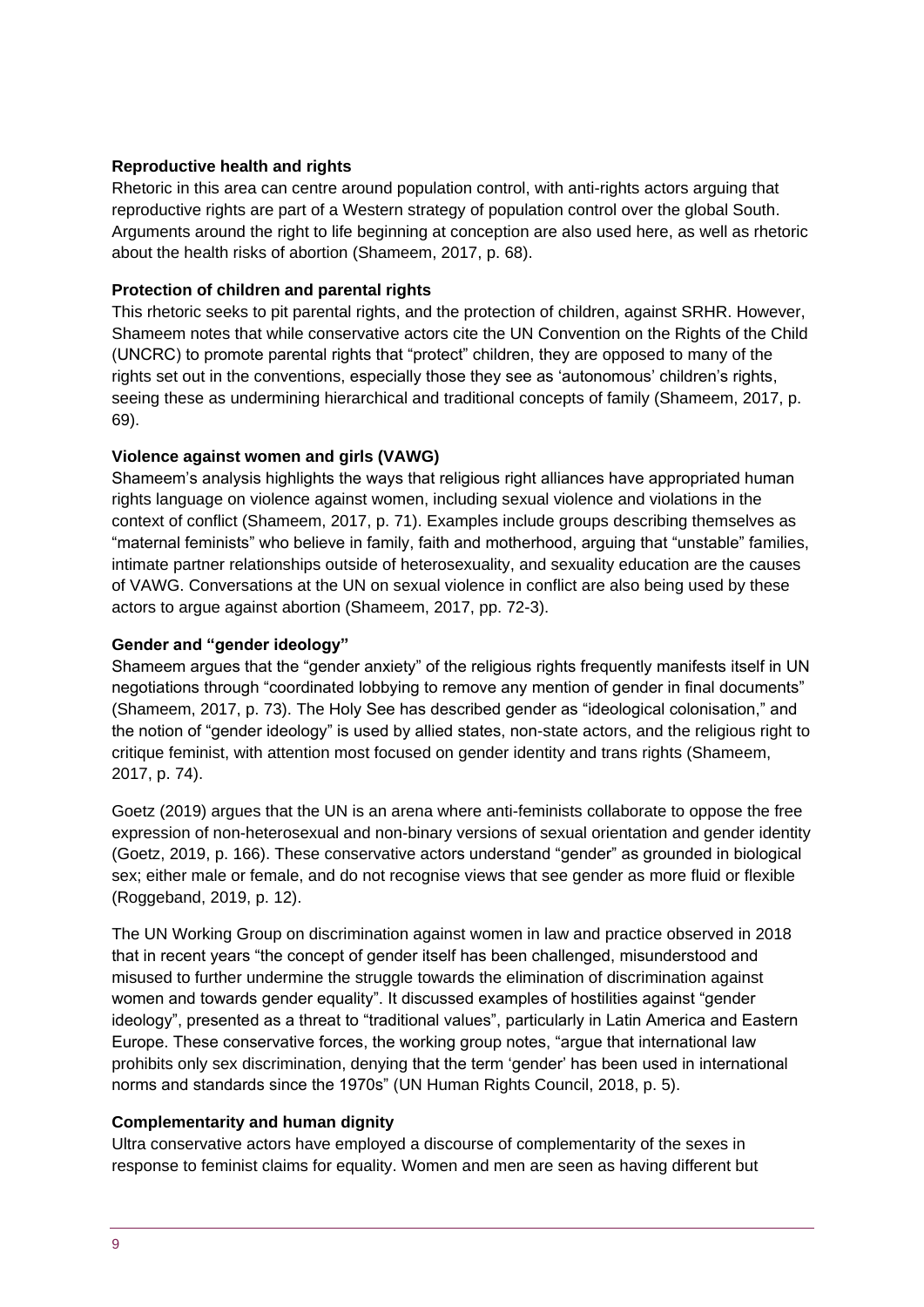**Reproductive health and rights**

Rhetoric in this area can centre around population control, with anti-rights actors arguing that reproductive rights are part of a Western strategy of population control over the global South. Arguments around the right to life beginning at conception are also used here, as well as rhetoric about the health risks of abortion (Shameem, 2017, p. 68).

**Protection of children and parental rights**

This rhetoric seeks to pit parental rights, and the protection of children, against SRHR. However, Shameem notes that while conservative actors cite the UN Convention on the Rights of the Child (UNCRC) to promote parental rights that "protect" children, they are opposed to many of the rights set out in the conventions, especially those they see as 'autonomous' children's rights, seeing these as undermining hierarchical and traditional concepts of family (Shameem, 2017, p. 69).

**Violence against women and girls (VAWG)**

Shameem's analysis highlights the ways that religious right alliances have appropriated human rights language on violence against women, including sexual violence and violations in the context of conflict (Shameem, 2017, p. 71). Examples include groups describing themselves as "maternal feminists" who believe in family, faith and motherhood, arguing that "unstable" families, intimate partner relationships outside of heterosexuality, and sexuality education are the causes of VAWG. Conversations at the UN on sexual violence in conflict are also being used by these actors to argue against abortion (Shameem, 2017, pp. 72-3).

**Gender and "gender ideology"**

Shameem argues that the "gender anxiety" of the religious rights frequently manifests itself in UN negotiations through "coordinated lobbying to remove any mention of gender in final documents" (Shameem, 2017, p. 73). The Holy See has described gender as "ideological colonisation," and the notion of "gender ideology" is used by allied states, non-state actors, and the religious right to critique feminist, with attention most focused on gender identity and trans rights (Shameem, 2017, p. 74).

Goetz (2019) argues that the UN is an arena where anti-feminists collaborate to oppose the free expression of non-heterosexual and non-binary versions of sexual orientation and gender identity (Goetz, 2019, p. 166). These conservative actors understand "gender" as grounded in biological sex; either male or female, and do not recognise views that see gender as more fluid or flexible (Roggeband, 2019, p. 12).

The UN Working Group on discrimination against women in law and practice observed in 2018 that in recent years "the concept of gender itself has been challenged, misunderstood and misused to further undermine the struggle towards the elimination of discrimination against women and towards gender equality". It discussed examples of hostilities against "gender ideology", presented as a threat to "traditional values", particularly in Latin America and Eastern Europe. These conservative forces, the working group notes, "argue that international law prohibits only sex discrimination, denying that the term 'gender' has been used in international norms and standards since the 1970s" (UN Human Rights Council, 2018, p. 5).

**Complementarity and human dignity**

Ultra conservative actors have employed a discourse of complementarity of the sexes in response to feminist claims for equality. Women and men are seen as having different but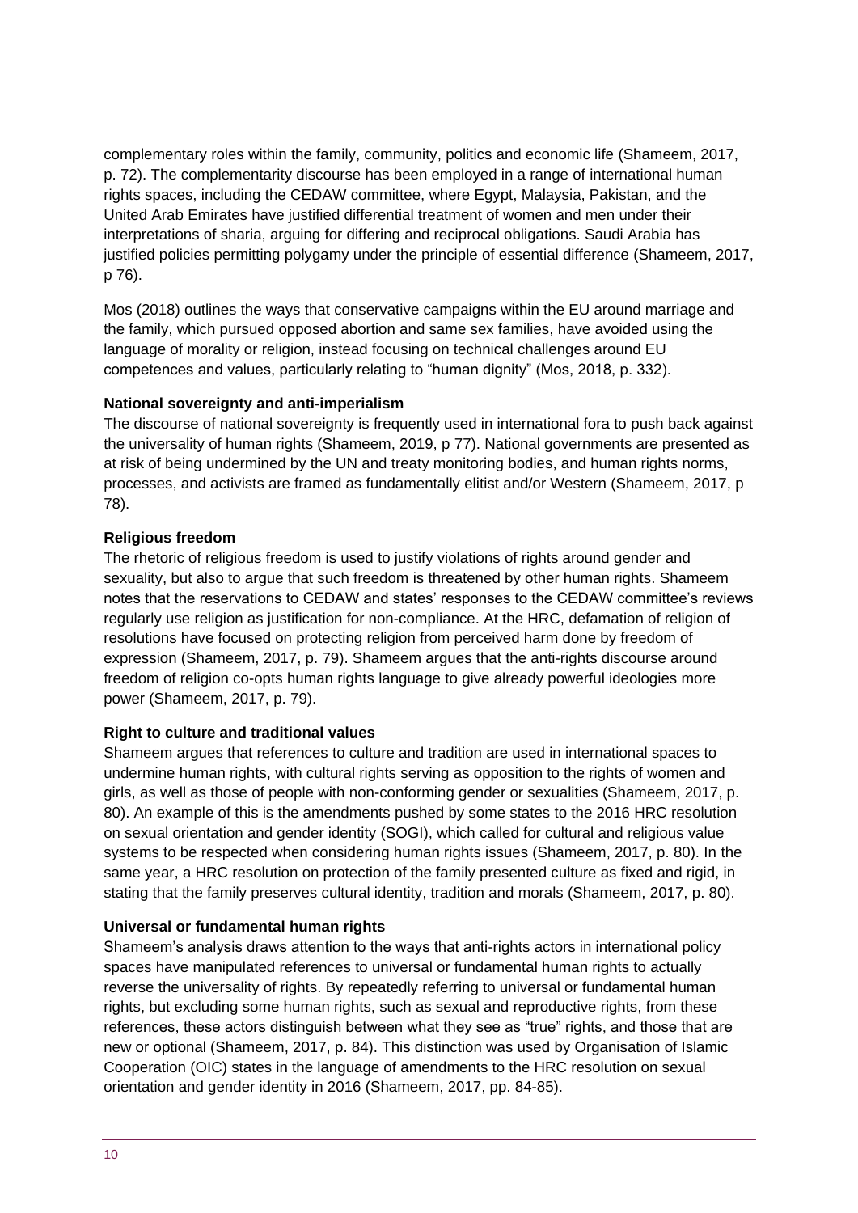complementary roles within the family, community, politics and economic life (Shameem, 2017, p. 72). The complementarity discourse has been employed in a range of international human rights spaces, including the CEDAW committee, where Egypt, Malaysia, Pakistan, and the United Arab Emirates have justified differential treatment of women and men under their interpretations of sharia, arguing for differing and reciprocal obligations. Saudi Arabia has justified policies permitting polygamy under the principle of essential difference (Shameem, 2017, p 76).

Mos (2018) outlines the ways that conservative campaigns within the EU around marriage and the family, which pursued opposed abortion and same sex families, have avoided using the language of morality or religion, instead focusing on technical challenges around EU competences and values, particularly relating to "human dignity" (Mos, 2018, p. 332).

**National sovereignty and anti-imperialism**

The discourse of national sovereignty is frequently used in international fora to push back against the universality of human rights (Shameem, 2019, p 77). National governments are presented as at risk of being undermined by the UN and treaty monitoring bodies, and human rights norms, processes, and activists are framed as fundamentally elitist and/or Western (Shameem, 2017, p 78).

**Religious freedom**

The rhetoric of religious freedom is used to justify violations of rights around gender and sexuality, but also to argue that such freedom is threatened by other human rights. Shameem notes that the reservations to CEDAW and states' responses to the CEDAW committee's reviews regularly use religion as justification for non-compliance. At the HRC, defamation of religion of resolutions have focused on protecting religion from perceived harm done by freedom of expression (Shameem, 2017, p. 79). Shameem argues that the anti-rights discourse around freedom of religion co-opts human rights language to give already powerful ideologies more power (Shameem, 2017, p. 79).

**Right to culture and traditional values**

Shameem argues that references to culture and tradition are used in international spaces to undermine human rights, with cultural rights serving as opposition to the rights of women and girls, as well as those of people with non-conforming gender or sexualities (Shameem, 2017, p. 80). An example of this is the amendments pushed by some states to the 2016 HRC resolution on sexual orientation and gender identity (SOGI), which called for cultural and religious value systems to be respected when considering human rights issues (Shameem, 2017, p. 80). In the same year, a HRC resolution on protection of the family presented culture as fixed and rigid, in stating that the family preserves cultural identity, tradition and morals (Shameem, 2017, p. 80).

**Universal or fundamental human rights**

Shameem's analysis draws attention to the ways that anti-rights actors in international policy spaces have manipulated references to universal or fundamental human rights to actually reverse the universality of rights. By repeatedly referring to universal or fundamental human rights, but excluding some human rights, such as sexual and reproductive rights, from these references, these actors distinguish between what they see as "true" rights, and those that are new or optional (Shameem, 2017, p. 84). This distinction was used by Organisation of Islamic Cooperation (OIC) states in the language of amendments to the HRC resolution on sexual orientation and gender identity in 2016 (Shameem, 2017, pp. 84-85).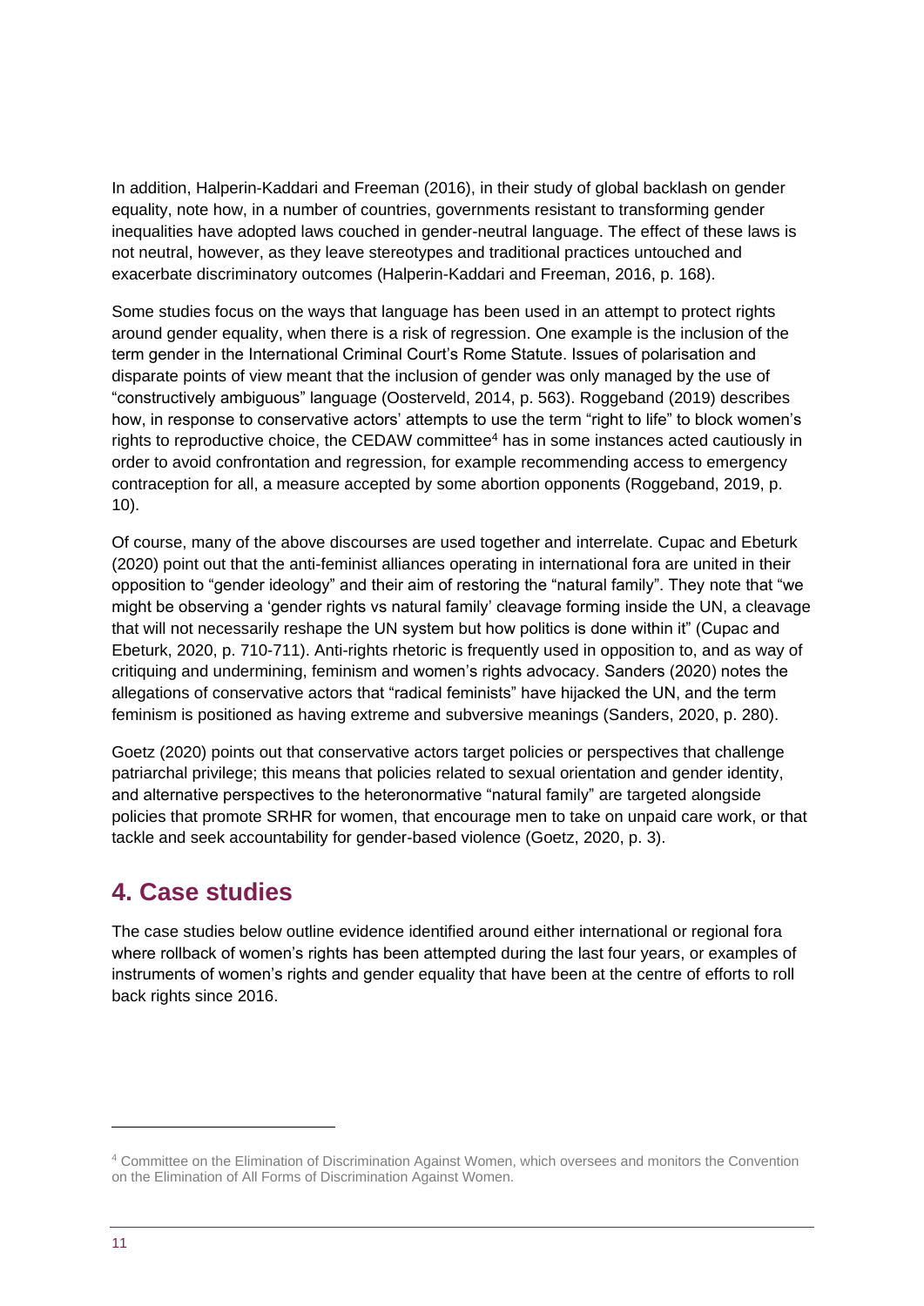In addition, Halperin-Kaddari and Freeman (2016), in their study of global backlash on gender equality, note how, in a number of countries, governments resistant to transforming gender inequalities have adopted laws couched in gender-neutral language. The effect of these laws is not neutral, however, as they leave stereotypes and traditional practices untouched and exacerbate discriminatory outcomes (Halperin-Kaddari and Freeman, 2016, p. 168).

Some studies focus on the ways that language has been used in an attempt to protect rights around gender equality, when there is a risk of regression. One example is the inclusion of the term gender in the International Criminal Court's Rome Statute. Issues of polarisation and disparate points of view meant that the inclusion of gender was only managed by the use of "constructively ambiguous" language (Oosterveld, 2014, p. 563). Roggeband (2019) describes how, in response to conservative actors' attempts to use the term "right to life" to block women's rights to reproductive choice, the CEDAW committee[4] has in some instances acted cautiously in order to avoid confrontation and regression, for example recommending access to emergency contraception for all, a measure accepted by some abortion opponents (Roggeband, 2019, p. 10).

Of course, many of the above discourses are used together and interrelate. Cupac and Ebeturk (2020) point out that the anti-feminist alliances operating in international fora are united in their opposition to "gender ideology" and their aim of restoring the "natural family". They note that "we might be observing a 'gender rights vs natural family' cleavage forming inside the UN, a cleavage that will not necessarily reshape the UN system but how politics is done within it" (Cupac and Ebeturk, 2020, p. 710-711). Anti-rights rhetoric is frequently used in opposition to, and as way of critiquing and undermining, feminism and women's rights advocacy. Sanders (2020) notes the allegations of conservative actors that "radical feminists" have hijacked the UN, and the term feminism is positioned as having extreme and subversive meanings (Sanders, 2020, p. 280).

Goetz (2020) points out that conservative actors target policies or perspectives that challenge patriarchal privilege; this means that policies related to sexual orientation and gender identity, and alternative perspectives to the heteronormative "natural family" are targeted alongside policies that promote SRHR for women, that encourage men to take on unpaid care work, or that tackle and seek accountability for gender-based violence (Goetz, 2020, p. 3).

## 4. Case studies

The case studies below outline evidence identified around either international or regional fora where rollback of women's rights has been attempted during the last four years, or examples of instruments of women's rights and gender equality that have been at the centre of efforts to roll back rights since 2016.

[4] Committee on the Elimination of Discrimination Against Women, which oversees and monitors the Convention on the Elimination of All Forms of Discrimination Against Women.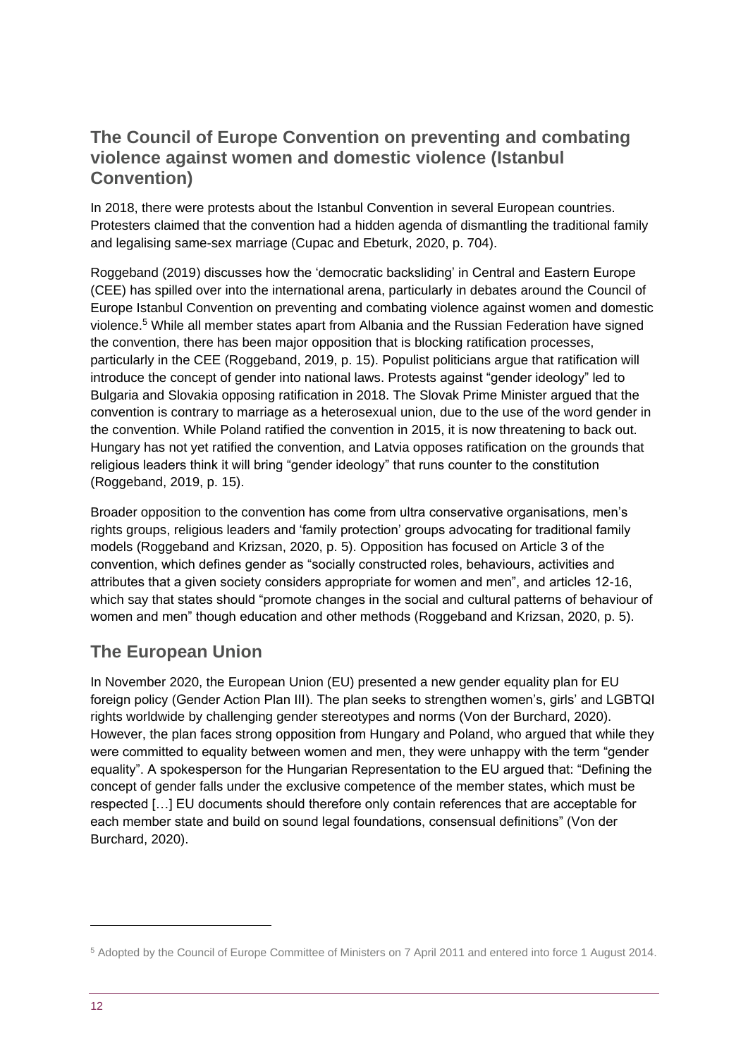## The Council of Europe Convention on preventing and combating violence against women and domestic violence (Istanbul Convention)

In 2018, there were protests about the Istanbul Convention in several European countries. Protesters claimed that the convention had a hidden agenda of dismantling the traditional family and legalising same-sex marriage (Cupac and Ebeturk, 2020, p. 704).

Roggeband (2019) discusses how the 'democratic backsliding' in Central and Eastern Europe (CEE) has spilled over into the international arena, particularly in debates around the Council of Europe Istanbul Convention on preventing and combating violence against women and domestic violence.[5] While all member states apart from Albania and the Russian Federation have signed the convention, there has been major opposition that is blocking ratification processes, particularly in the CEE (Roggeband, 2019, p. 15). Populist politicians argue that ratification will introduce the concept of gender into national laws. Protests against "gender ideology" led to Bulgaria and Slovakia opposing ratification in 2018. The Slovak Prime Minister argued that the convention is contrary to marriage as a heterosexual union, due to the use of the word gender in the convention. While Poland ratified the convention in 2015, it is now threatening to back out. Hungary has not yet ratified the convention, and Latvia opposes ratification on the grounds that religious leaders think it will bring "gender ideology" that runs counter to the constitution (Roggeband, 2019, p. 15).

Broader opposition to the convention has come from ultra conservative organisations, men's rights groups, religious leaders and 'family protection' groups advocating for traditional family models (Roggeband and Krizsan, 2020, p. 5). Opposition has focused on Article 3 of the convention, which defines gender as "socially constructed roles, behaviours, activities and attributes that a given society considers appropriate for women and men", and articles 12-16, which say that states should "promote changes in the social and cultural patterns of behaviour of women and men" though education and other methods (Roggeband and Krizsan, 2020, p. 5).

## The European Union

In November 2020, the European Union (EU) presented a new gender equality plan for EU foreign policy (Gender Action Plan III). The plan seeks to strengthen women's, girls' and LGBTQI rights worldwide by challenging gender stereotypes and norms (Von der Burchard, 2020). However, the plan faces strong opposition from Hungary and Poland, who argued that while they were committed to equality between women and men, they were unhappy with the term "gender equality". A spokesperson for the Hungarian Representation to the EU argued that: "Defining the concept of gender falls under the exclusive competence of the member states, which must be respected […] EU documents should therefore only contain references that are acceptable for each member state and build on sound legal foundations, consensual definitions" (Von der Burchard, 2020).

---

[5] Adopted by the Council of Europe Committee of Ministers on 7 April 2011 and entered into force 1 August 2014.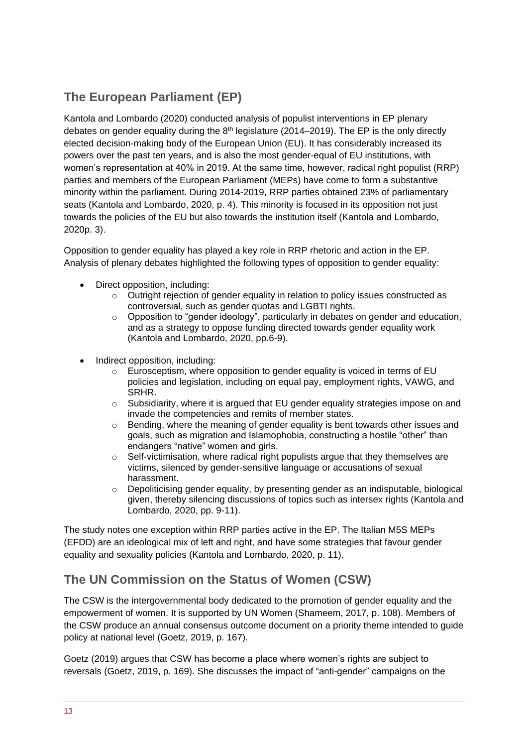## The European Parliament (EP)

Kantola and Lombardo (2020) conducted analysis of populist interventions in EP plenary debates on gender equality during the 8th legislature (2014–2019). The EP is the only directly elected decision-making body of the European Union (EU). It has considerably increased its powers over the past ten years, and is also the most gender-equal of EU institutions, with women's representation at 40% in 2019. At the same time, however, radical right populist (RRP) parties and members of the European Parliament (MEPs) have come to form a substantive minority within the parliament. During 2014-2019, RRP parties obtained 23% of parliamentary seats (Kantola and Lombardo, 2020, p. 4). This minority is focused in its opposition not just towards the policies of the EU but also towards the institution itself (Kantola and Lombardo, 2020p. 3).

Opposition to gender equality has played a key role in RRP rhetoric and action in the EP. Analysis of plenary debates highlighted the following types of opposition to gender equality:

- Direct opposition, including:
  - Outright rejection of gender equality in relation to policy issues constructed as controversial, such as gender quotas and LGBTI rights.
  - Opposition to "gender ideology", particularly in debates on gender and education, and as a strategy to oppose funding directed towards gender equality work (Kantola and Lombardo, 2020, pp.6-9).

- Indirect opposition, including:
  - Eurosceptism, where opposition to gender equality is voiced in terms of EU policies and legislation, including on equal pay, employment rights, VAWG, and SRHR.
  - Subsidiarity, where it is argued that EU gender equality strategies impose on and invade the competencies and remits of member states.
  - Bending, where the meaning of gender equality is bent towards other issues and goals, such as migration and Islamophobia, constructing a hostile "other" than endangers "native" women and girls.
  - Self-victimisation, where radical right populists argue that they themselves are victims, silenced by gender-sensitive language or accusations of sexual harassment.
  - Depoliticising gender equality, by presenting gender as an indisputable, biological given, thereby silencing discussions of topics such as intersex rights (Kantola and Lombardo, 2020, pp. 9-11).

The study notes one exception within RRP parties active in the EP. The Italian M5S MEPs (EFDD) are an ideological mix of left and right, and have some strategies that favour gender equality and sexuality policies (Kantola and Lombardo, 2020, p. 11).

## The UN Commission on the Status of Women (CSW)

The CSW is the intergovernmental body dedicated to the promotion of gender equality and the empowerment of women. It is supported by UN Women (Shameem, 2017, p. 108). Members of the CSW produce an annual consensus outcome document on a priority theme intended to guide policy at national level (Goetz, 2019, p. 167).

Goetz (2019) argues that CSW has become a place where women's rights are subject to reversals (Goetz, 2019, p. 169). She discusses the impact of "anti-gender" campaigns on the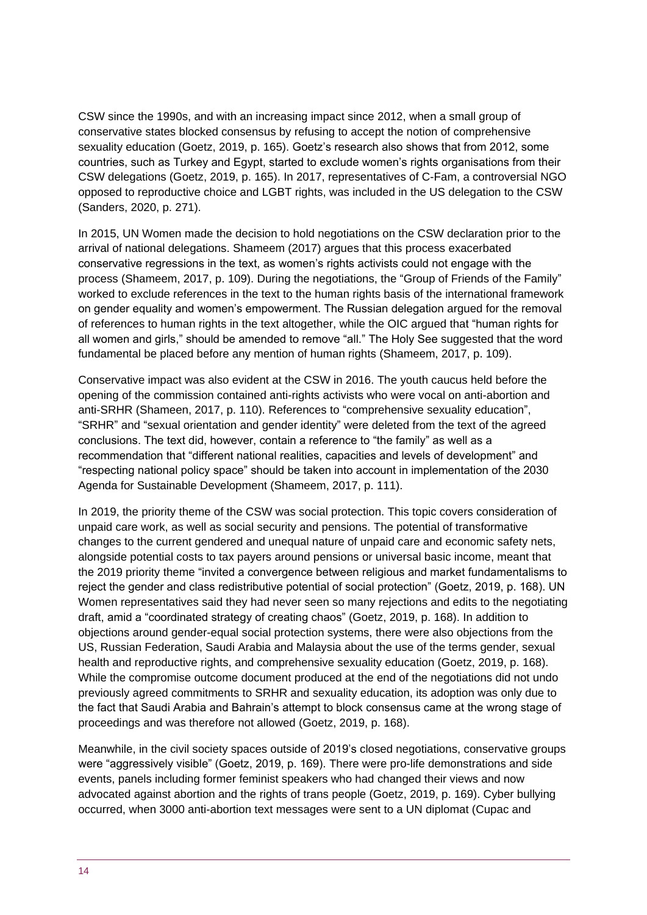CSW since the 1990s, and with an increasing impact since 2012, when a small group of conservative states blocked consensus by refusing to accept the notion of comprehensive sexuality education (Goetz, 2019, p. 165). Goetz's research also shows that from 2012, some countries, such as Turkey and Egypt, started to exclude women's rights organisations from their CSW delegations (Goetz, 2019, p. 165). In 2017, representatives of C-Fam, a controversial NGO opposed to reproductive choice and LGBT rights, was included in the US delegation to the CSW (Sanders, 2020, p. 271).

In 2015, UN Women made the decision to hold negotiations on the CSW declaration prior to the arrival of national delegations. Shameem (2017) argues that this process exacerbated conservative regressions in the text, as women's rights activists could not engage with the process (Shameem, 2017, p. 109). During the negotiations, the "Group of Friends of the Family" worked to exclude references in the text to the human rights basis of the international framework on gender equality and women's empowerment. The Russian delegation argued for the removal of references to human rights in the text altogether, while the OIC argued that "human rights for all women and girls," should be amended to remove "all." The Holy See suggested that the word fundamental be placed before any mention of human rights (Shameem, 2017, p. 109).

Conservative impact was also evident at the CSW in 2016. The youth caucus held before the opening of the commission contained anti-rights activists who were vocal on anti-abortion and anti-SRHR (Shameen, 2017, p. 110). References to "comprehensive sexuality education", "SRHR" and "sexual orientation and gender identity" were deleted from the text of the agreed conclusions. The text did, however, contain a reference to "the family" as well as a recommendation that "different national realities, capacities and levels of development" and "respecting national policy space" should be taken into account in implementation of the 2030 Agenda for Sustainable Development (Shameem, 2017, p. 111).

In 2019, the priority theme of the CSW was social protection. This topic covers consideration of unpaid care work, as well as social security and pensions. The potential of transformative changes to the current gendered and unequal nature of unpaid care and economic safety nets, alongside potential costs to tax payers around pensions or universal basic income, meant that the 2019 priority theme "invited a convergence between religious and market fundamentalisms to reject the gender and class redistributive potential of social protection" (Goetz, 2019, p. 168). UN Women representatives said they had never seen so many rejections and edits to the negotiating draft, amid a "coordinated strategy of creating chaos" (Goetz, 2019, p. 168). In addition to objections around gender-equal social protection systems, there were also objections from the US, Russian Federation, Saudi Arabia and Malaysia about the use of the terms gender, sexual health and reproductive rights, and comprehensive sexuality education (Goetz, 2019, p. 168). While the compromise outcome document produced at the end of the negotiations did not undo previously agreed commitments to SRHR and sexuality education, its adoption was only due to the fact that Saudi Arabia and Bahrain's attempt to block consensus came at the wrong stage of proceedings and was therefore not allowed (Goetz, 2019, p. 168).

Meanwhile, in the civil society spaces outside of 2019's closed negotiations, conservative groups were "aggressively visible" (Goetz, 2019, p. 169). There were pro-life demonstrations and side events, panels including former feminist speakers who had changed their views and now advocated against abortion and the rights of trans people (Goetz, 2019, p. 169). Cyber bullying occurred, when 3000 anti-abortion text messages were sent to a UN diplomat (Cupac and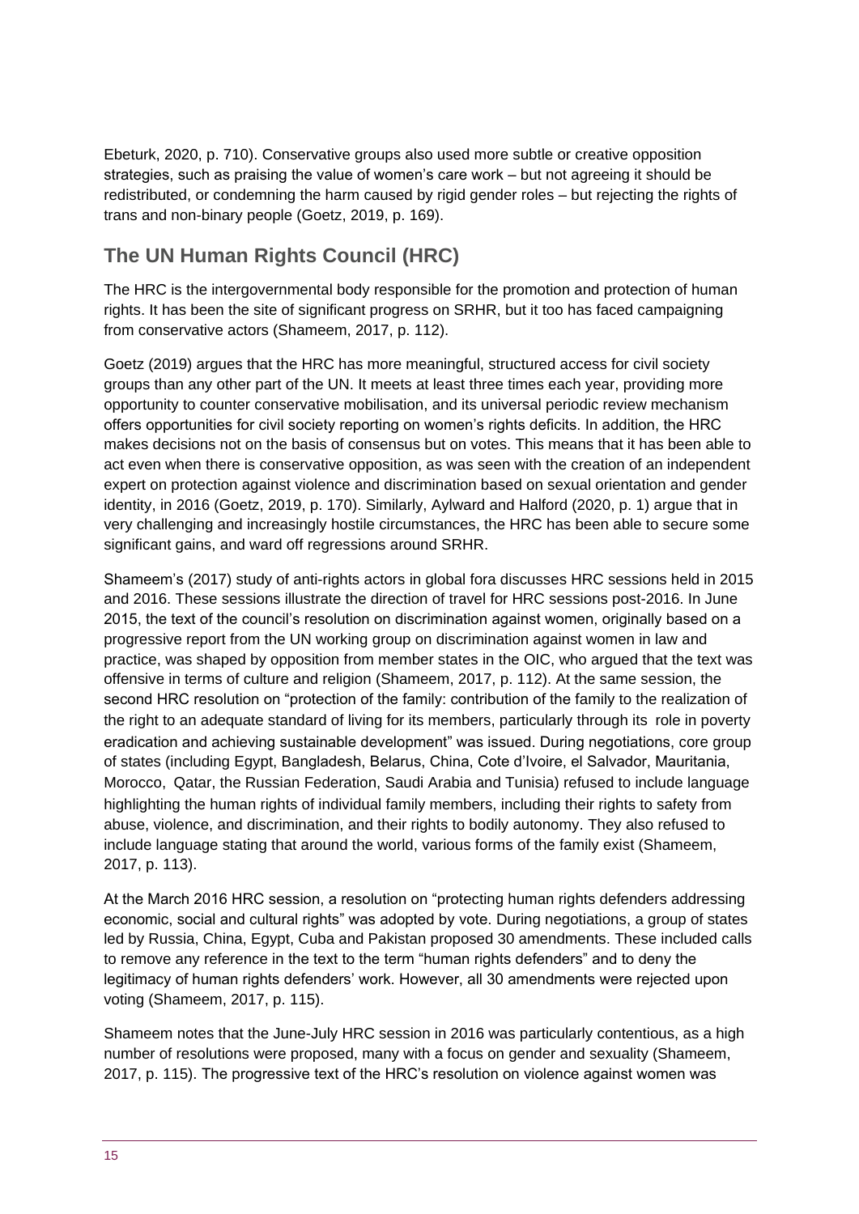Ebeturk, 2020, p. 710). Conservative groups also used more subtle or creative opposition strategies, such as praising the value of women's care work – but not agreeing it should be redistributed, or condemning the harm caused by rigid gender roles – but rejecting the rights of trans and non-binary people (Goetz, 2019, p. 169).

## The UN Human Rights Council (HRC)

The HRC is the intergovernmental body responsible for the promotion and protection of human rights. It has been the site of significant progress on SRHR, but it too has faced campaigning from conservative actors (Shameem, 2017, p. 112).

Goetz (2019) argues that the HRC has more meaningful, structured access for civil society groups than any other part of the UN. It meets at least three times each year, providing more opportunity to counter conservative mobilisation, and its universal periodic review mechanism offers opportunities for civil society reporting on women's rights deficits. In addition, the HRC makes decisions not on the basis of consensus but on votes. This means that it has been able to act even when there is conservative opposition, as was seen with the creation of an independent expert on protection against violence and discrimination based on sexual orientation and gender identity, in 2016 (Goetz, 2019, p. 170). Similarly, Aylward and Halford (2020, p. 1) argue that in very challenging and increasingly hostile circumstances, the HRC has been able to secure some significant gains, and ward off regressions around SRHR.

Shameem's (2017) study of anti-rights actors in global fora discusses HRC sessions held in 2015 and 2016. These sessions illustrate the direction of travel for HRC sessions post-2016. In June 2015, the text of the council's resolution on discrimination against women, originally based on a progressive report from the UN working group on discrimination against women in law and practice, was shaped by opposition from member states in the OIC, who argued that the text was offensive in terms of culture and religion (Shameem, 2017, p. 112). At the same session, the second HRC resolution on "protection of the family: contribution of the family to the realization of the right to an adequate standard of living for its members, particularly through its role in poverty eradication and achieving sustainable development" was issued. During negotiations, core group of states (including Egypt, Bangladesh, Belarus, China, Cote d'Ivoire, el Salvador, Mauritania, Morocco, Qatar, the Russian Federation, Saudi Arabia and Tunisia) refused to include language highlighting the human rights of individual family members, including their rights to safety from abuse, violence, and discrimination, and their rights to bodily autonomy. They also refused to include language stating that around the world, various forms of the family exist (Shameem, 2017, p. 113).

At the March 2016 HRC session, a resolution on "protecting human rights defenders addressing economic, social and cultural rights" was adopted by vote. During negotiations, a group of states led by Russia, China, Egypt, Cuba and Pakistan proposed 30 amendments. These included calls to remove any reference in the text to the term "human rights defenders" and to deny the legitimacy of human rights defenders' work. However, all 30 amendments were rejected upon voting (Shameem, 2017, p. 115).

Shameem notes that the June-July HRC session in 2016 was particularly contentious, as a high number of resolutions were proposed, many with a focus on gender and sexuality (Shameem, 2017, p. 115). The progressive text of the HRC's resolution on violence against women was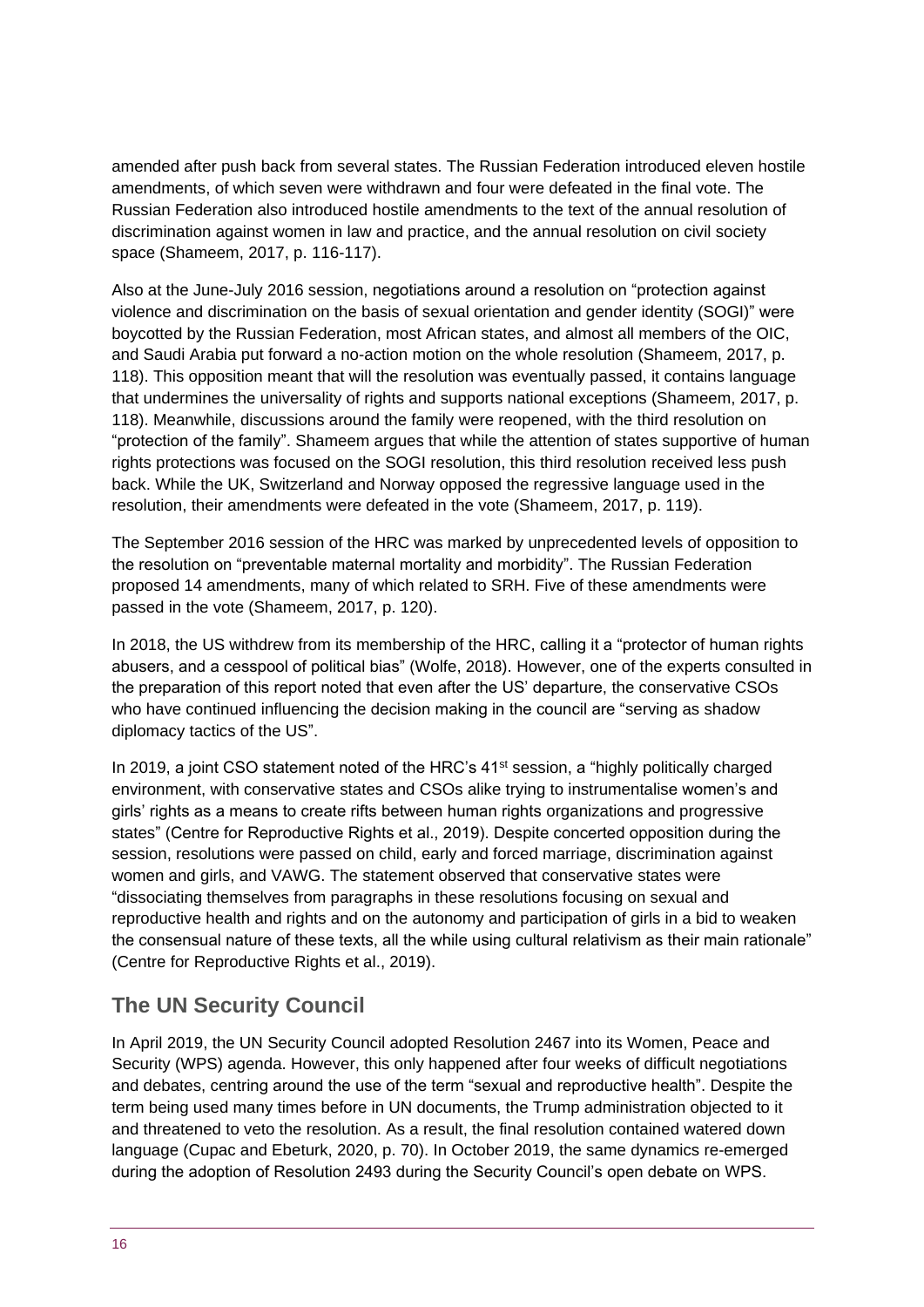amended after push back from several states. The Russian Federation introduced eleven hostile amendments, of which seven were withdrawn and four were defeated in the final vote. The Russian Federation also introduced hostile amendments to the text of the annual resolution of discrimination against women in law and practice, and the annual resolution on civil society space (Shameem, 2017, p. 116-117).

Also at the June-July 2016 session, negotiations around a resolution on "protection against violence and discrimination on the basis of sexual orientation and gender identity (SOGI)" were boycotted by the Russian Federation, most African states, and almost all members of the OIC, and Saudi Arabia put forward a no-action motion on the whole resolution (Shameem, 2017, p. 118). This opposition meant that will the resolution was eventually passed, it contains language that undermines the universality of rights and supports national exceptions (Shameem, 2017, p. 118). Meanwhile, discussions around the family were reopened, with the third resolution on "protection of the family". Shameem argues that while the attention of states supportive of human rights protections was focused on the SOGI resolution, this third resolution received less push back. While the UK, Switzerland and Norway opposed the regressive language used in the resolution, their amendments were defeated in the vote (Shameem, 2017, p. 119).

The September 2016 session of the HRC was marked by unprecedented levels of opposition to the resolution on "preventable maternal mortality and morbidity". The Russian Federation proposed 14 amendments, many of which related to SRH. Five of these amendments were passed in the vote (Shameem, 2017, p. 120).

In 2018, the US withdrew from its membership of the HRC, calling it a "protector of human rights abusers, and a cesspool of political bias" (Wolfe, 2018). However, one of the experts consulted in the preparation of this report noted that even after the US' departure, the conservative CSOs who have continued influencing the decision making in the council are "serving as shadow diplomacy tactics of the US".

In 2019, a joint CSO statement noted of the HRC's 41st session, a "highly politically charged environment, with conservative states and CSOs alike trying to instrumentalise women's and girls' rights as a means to create rifts between human rights organizations and progressive states" (Centre for Reproductive Rights et al., 2019). Despite concerted opposition during the session, resolutions were passed on child, early and forced marriage, discrimination against women and girls, and VAWG. The statement observed that conservative states were "dissociating themselves from paragraphs in these resolutions focusing on sexual and reproductive health and rights and on the autonomy and participation of girls in a bid to weaken the consensual nature of these texts, all the while using cultural relativism as their main rationale" (Centre for Reproductive Rights et al., 2019).

## The UN Security Council

In April 2019, the UN Security Council adopted Resolution 2467 into its Women, Peace and Security (WPS) agenda. However, this only happened after four weeks of difficult negotiations and debates, centring around the use of the term "sexual and reproductive health". Despite the term being used many times before in UN documents, the Trump administration objected to it and threatened to veto the resolution. As a result, the final resolution contained watered down language (Cupac and Ebeturk, 2020, p. 70). In October 2019, the same dynamics re-emerged during the adoption of Resolution 2493 during the Security Council's open debate on WPS.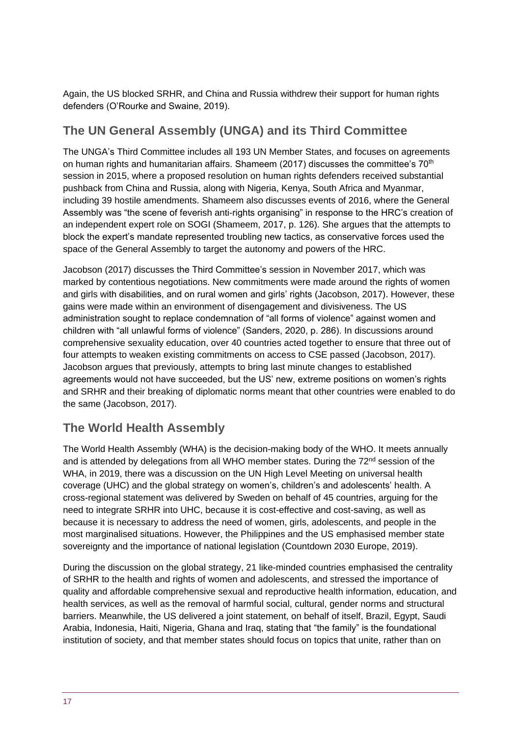Again, the US blocked SRHR, and China and Russia withdrew their support for human rights defenders (O'Rourke and Swaine, 2019).

## The UN General Assembly (UNGA) and its Third Committee

The UNGA's Third Committee includes all 193 UN Member States, and focuses on agreements on human rights and humanitarian affairs. Shameem (2017) discusses the committee's 70th session in 2015, where a proposed resolution on human rights defenders received substantial pushback from China and Russia, along with Nigeria, Kenya, South Africa and Myanmar, including 39 hostile amendments. Shameem also discusses events of 2016, where the General Assembly was "the scene of feverish anti-rights organising" in response to the HRC's creation of an independent expert role on SOGI (Shameem, 2017, p. 126). She argues that the attempts to block the expert's mandate represented troubling new tactics, as conservative forces used the space of the General Assembly to target the autonomy and powers of the HRC.

Jacobson (2017) discusses the Third Committee's session in November 2017, which was marked by contentious negotiations. New commitments were made around the rights of women and girls with disabilities, and on rural women and girls' rights (Jacobson, 2017). However, these gains were made within an environment of disengagement and divisiveness. The US administration sought to replace condemnation of "all forms of violence" against women and children with "all unlawful forms of violence" (Sanders, 2020, p. 286). In discussions around comprehensive sexuality education, over 40 countries acted together to ensure that three out of four attempts to weaken existing commitments on access to CSE passed (Jacobson, 2017). Jacobson argues that previously, attempts to bring last minute changes to established agreements would not have succeeded, but the US' new, extreme positions on women's rights and SRHR and their breaking of diplomatic norms meant that other countries were enabled to do the same (Jacobson, 2017).

## The World Health Assembly

The World Health Assembly (WHA) is the decision-making body of the WHO. It meets annually and is attended by delegations from all WHO member states. During the 72nd session of the WHA, in 2019, there was a discussion on the UN High Level Meeting on universal health coverage (UHC) and the global strategy on women's, children's and adolescents' health. A cross-regional statement was delivered by Sweden on behalf of 45 countries, arguing for the need to integrate SRHR into UHC, because it is cost-effective and cost-saving, as well as because it is necessary to address the need of women, girls, adolescents, and people in the most marginalised situations. However, the Philippines and the US emphasised member state sovereignty and the importance of national legislation (Countdown 2030 Europe, 2019).

During the discussion on the global strategy, 21 like-minded countries emphasised the centrality of SRHR to the health and rights of women and adolescents, and stressed the importance of quality and affordable comprehensive sexual and reproductive health information, education, and health services, as well as the removal of harmful social, cultural, gender norms and structural barriers. Meanwhile, the US delivered a joint statement, on behalf of itself, Brazil, Egypt, Saudi Arabia, Indonesia, Haiti, Nigeria, Ghana and Iraq, stating that "the family" is the foundational institution of society, and that member states should focus on topics that unite, rather than on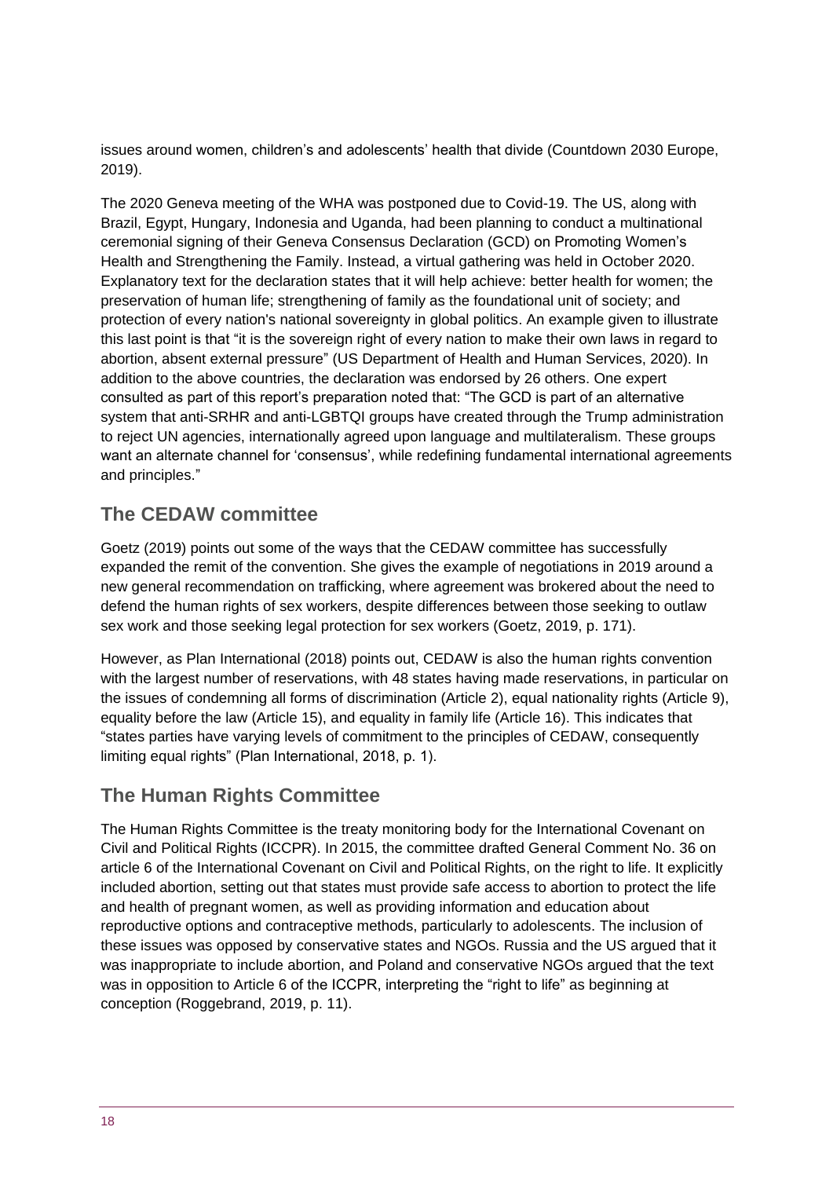issues around women, children's and adolescents' health that divide (Countdown 2030 Europe, 2019).

The 2020 Geneva meeting of the WHA was postponed due to Covid-19. The US, along with Brazil, Egypt, Hungary, Indonesia and Uganda, had been planning to conduct a multinational ceremonial signing of their Geneva Consensus Declaration (GCD) on Promoting Women's Health and Strengthening the Family. Instead, a virtual gathering was held in October 2020. Explanatory text for the declaration states that it will help achieve: better health for women; the preservation of human life; strengthening of family as the foundational unit of society; and protection of every nation's national sovereignty in global politics. An example given to illustrate this last point is that "it is the sovereign right of every nation to make their own laws in regard to abortion, absent external pressure" (US Department of Health and Human Services, 2020). In addition to the above countries, the declaration was endorsed by 26 others. One expert consulted as part of this report's preparation noted that: "The GCD is part of an alternative system that anti-SRHR and anti-LGBTQI groups have created through the Trump administration to reject UN agencies, internationally agreed upon language and multilateralism. These groups want an alternate channel for 'consensus', while redefining fundamental international agreements and principles."

## The CEDAW committee

Goetz (2019) points out some of the ways that the CEDAW committee has successfully expanded the remit of the convention. She gives the example of negotiations in 2019 around a new general recommendation on trafficking, where agreement was brokered about the need to defend the human rights of sex workers, despite differences between those seeking to outlaw sex work and those seeking legal protection for sex workers (Goetz, 2019, p. 171).

However, as Plan International (2018) points out, CEDAW is also the human rights convention with the largest number of reservations, with 48 states having made reservations, in particular on the issues of condemning all forms of discrimination (Article 2), equal nationality rights (Article 9), equality before the law (Article 15), and equality in family life (Article 16). This indicates that "states parties have varying levels of commitment to the principles of CEDAW, consequently limiting equal rights" (Plan International, 2018, p. 1).

## The Human Rights Committee

The Human Rights Committee is the treaty monitoring body for the International Covenant on Civil and Political Rights (ICCPR). In 2015, the committee drafted General Comment No. 36 on article 6 of the International Covenant on Civil and Political Rights, on the right to life. It explicitly included abortion, setting out that states must provide safe access to abortion to protect the life and health of pregnant women, as well as providing information and education about reproductive options and contraceptive methods, particularly to adolescents. The inclusion of these issues was opposed by conservative states and NGOs. Russia and the US argued that it was inappropriate to include abortion, and Poland and conservative NGOs argued that the text was in opposition to Article 6 of the ICCPR, interpreting the "right to life" as beginning at conception (Roggebrand, 2019, p. 11).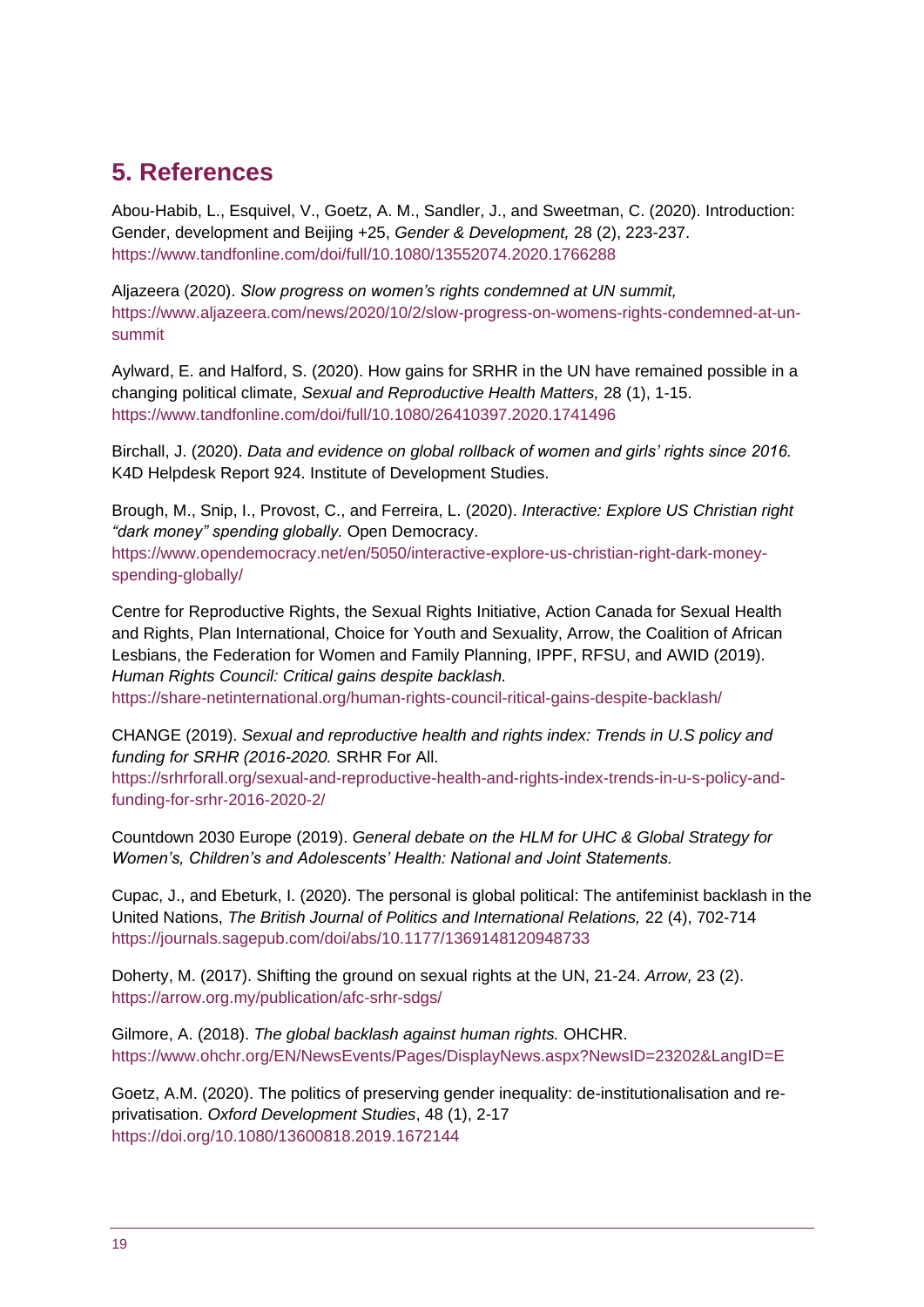## 5. References

Abou-Habib, L., Esquivel, V., Goetz, A. M., Sandler, J., and Sweetman, C. (2020). Introduction: Gender, development and Beijing +25, *Gender & Development,* 28 (2), 223-237. https://www.tandfonline.com/doi/full/10.1080/13552074.2020.1766288

Aljazeera (2020). *Slow progress on women's rights condemned at UN summit,* https://www.aljazeera.com/news/2020/10/2/slow-progress-on-womens-rights-condemned-at-un-summit

Aylward, E. and Halford, S. (2020). How gains for SRHR in the UN have remained possible in a changing political climate, *Sexual and Reproductive Health Matters,* 28 (1), 1-15. https://www.tandfonline.com/doi/full/10.1080/26410397.2020.1741496

Birchall, J. (2020). *Data and evidence on global rollback of women and girls' rights since 2016.* K4D Helpdesk Report 924. Institute of Development Studies.

Brough, M., Snip, I., Provost, C., and Ferreira, L. (2020). *Interactive: Explore US Christian right "dark money" spending globally.* Open Democracy. https://www.opendemocracy.net/en/5050/interactive-explore-us-christian-right-dark-money-spending-globally/

Centre for Reproductive Rights, the Sexual Rights Initiative, Action Canada for Sexual Health and Rights, Plan International, Choice for Youth and Sexuality, Arrow, the Coalition of African Lesbians, the Federation for Women and Family Planning, IPPF, RFSU, and AWID (2019). *Human Rights Council: Critical gains despite backlash.* https://share-netinternational.org/human-rights-council-ritical-gains-despite-backlash/

CHANGE (2019). *Sexual and reproductive health and rights index: Trends in U.S policy and funding for SRHR (2016-2020.* SRHR For All. https://srhrforall.org/sexual-and-reproductive-health-and-rights-index-trends-in-u-s-policy-and-funding-for-srhr-2016-2020-2/

Countdown 2030 Europe (2019). *General debate on the HLM for UHC & Global Strategy for Women's, Children's and Adolescents' Health: National and Joint Statements.*

Cupac, J., and Ebeturk, I. (2020). The personal is global political: The antifeminist backlash in the United Nations, *The British Journal of Politics and International Relations,* 22 (4), 702-714 https://journals.sagepub.com/doi/abs/10.1177/1369148120948733

Doherty, M. (2017). Shifting the ground on sexual rights at the UN, 21-24. *Arrow,* 23 (2). https://arrow.org.my/publication/afc-srhr-sdgs/

Gilmore, A. (2018). *The global backlash against human rights.* OHCHR. https://www.ohchr.org/EN/NewsEvents/Pages/DisplayNews.aspx?NewsID=23202&LangID=E

Goetz, A.M. (2020). The politics of preserving gender inequality: de-institutionalisation and re-privatisation. *Oxford Development Studies*, 48 (1), 2-17 https://doi.org/10.1080/13600818.2019.1672144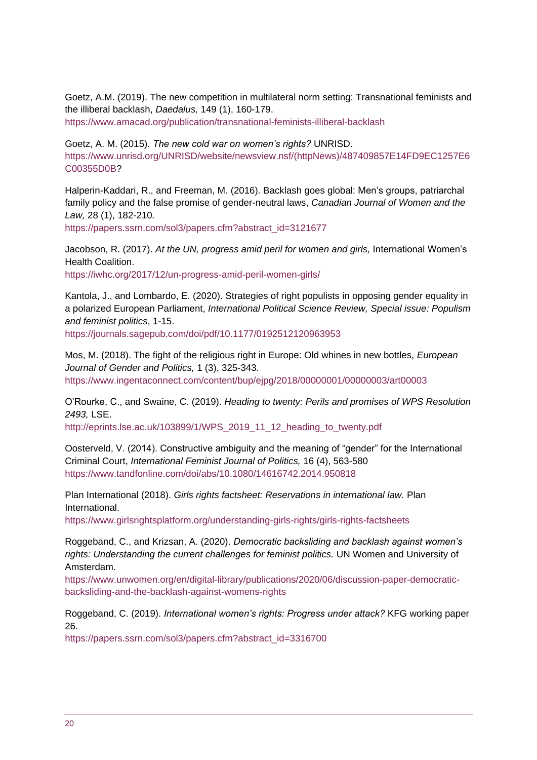Goetz, A.M. (2019). The new competition in multilateral norm setting: Transnational feminists and the illiberal backlash, *Daedalus,* 149 (1), 160-179.
https://www.amacad.org/publication/transnational-feminists-illiberal-backlash

Goetz, A. M. (2015). *The new cold war on women's rights?* UNRISD.
https://www.unrisd.org/UNRISD/website/newsview.nsf/(httpNews)/487409857E14FD9EC1257E6C00355D0B?

Halperin-Kaddari, R., and Freeman, M. (2016). Backlash goes global: Men's groups, patriarchal family policy and the false promise of gender-neutral laws, *Canadian Journal of Women and the Law,* 28 (1), 182-210*.*
https://papers.ssrn.com/sol3/papers.cfm?abstract_id=3121677

Jacobson, R. (2017). *At the UN, progress amid peril for women and girls,* International Women's Health Coalition.
https://iwhc.org/2017/12/un-progress-amid-peril-women-girls/

Kantola, J., and Lombardo, E. (2020). Strategies of right populists in opposing gender equality in a polarized European Parliament, *International Political Science Review, Special issue: Populism and feminist politics*, 1-15.
https://journals.sagepub.com/doi/pdf/10.1177/0192512120963953

Mos, M. (2018). The fight of the religious right in Europe: Old whines in new bottles, *European Journal of Gender and Politics,* 1 (3), 325-343.
https://www.ingentaconnect.com/content/bup/ejpg/2018/00000001/00000003/art00003

O'Rourke, C., and Swaine, C. (2019). *Heading to twenty: Perils and promises of WPS Resolution 2493,* LSE.
http://eprints.lse.ac.uk/103899/1/WPS_2019_11_12_heading_to_twenty.pdf

Oosterveld, V. (2014). Constructive ambiguity and the meaning of "gender" for the International Criminal Court, *International Feminist Journal of Politics,* 16 (4), 563-580
https://www.tandfonline.com/doi/abs/10.1080/14616742.2014.950818

Plan International (2018). *Girls rights factsheet: Reservations in international law.* Plan International.
https://www.girlsrightsplatform.org/understanding-girls-rights/girls-rights-factsheets

Roggeband, C., and Krizsan, A. (2020). *Democratic backsliding and backlash against women's rights: Understanding the current challenges for feminist politics.* UN Women and University of Amsterdam.
https://www.unwomen.org/en/digital-library/publications/2020/06/discussion-paper-democratic-backsliding-and-the-backlash-against-womens-rights

Roggeband, C. (2019). *International women's rights: Progress under attack?* KFG working paper 26.
https://papers.ssrn.com/sol3/papers.cfm?abstract_id=3316700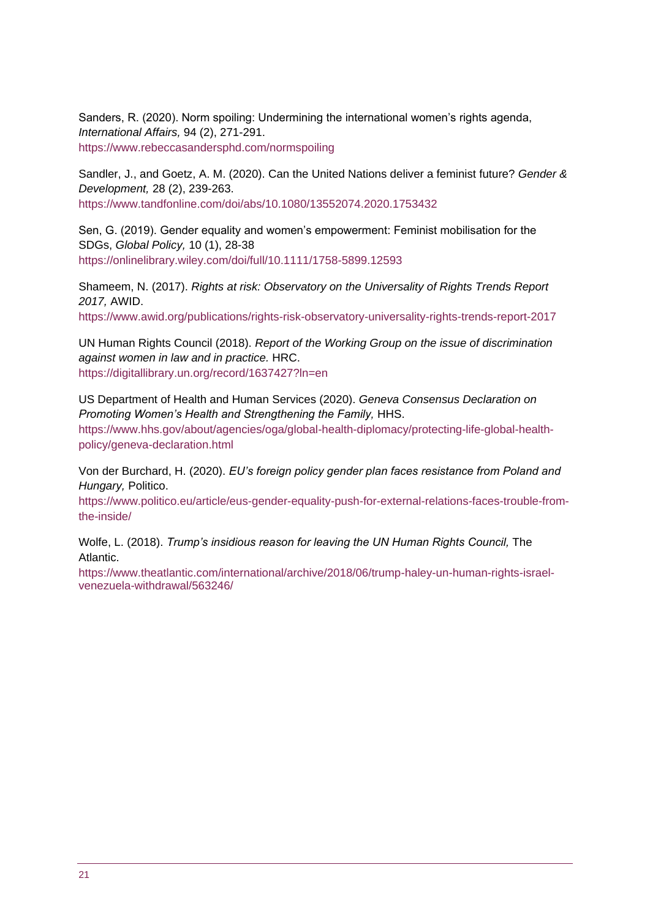Sanders, R. (2020). Norm spoiling: Undermining the international women's rights agenda, *International Affairs,* 94 (2), 271-291.
https://www.rebeccasandersphd.com/normspoiling

Sandler, J., and Goetz, A. M. (2020). Can the United Nations deliver a feminist future? *Gender & Development,* 28 (2), 239-263.
https://www.tandfonline.com/doi/abs/10.1080/13552074.2020.1753432

Sen, G. (2019). Gender equality and women's empowerment: Feminist mobilisation for the SDGs, *Global Policy,* 10 (1), 28-38
https://onlinelibrary.wiley.com/doi/full/10.1111/1758-5899.12593

Shameem, N. (2017). *Rights at risk: Observatory on the Universality of Rights Trends Report 2017,* AWID.
https://www.awid.org/publications/rights-risk-observatory-universality-rights-trends-report-2017

UN Human Rights Council (2018). *Report of the Working Group on the issue of discrimination against women in law and in practice.* HRC.
https://digitallibrary.un.org/record/1637427?ln=en

US Department of Health and Human Services (2020). *Geneva Consensus Declaration on Promoting Women's Health and Strengthening the Family,* HHS.
https://www.hhs.gov/about/agencies/oga/global-health-diplomacy/protecting-life-global-health-policy/geneva-declaration.html

Von der Burchard, H. (2020). *EU's foreign policy gender plan faces resistance from Poland and Hungary,* Politico.
https://www.politico.eu/article/eus-gender-equality-push-for-external-relations-faces-trouble-from-the-inside/

Wolfe, L. (2018). *Trump's insidious reason for leaving the UN Human Rights Council,* The Atlantic.
https://www.theatlantic.com/international/archive/2018/06/trump-haley-un-human-rights-israel-venezuela-withdrawal/563246/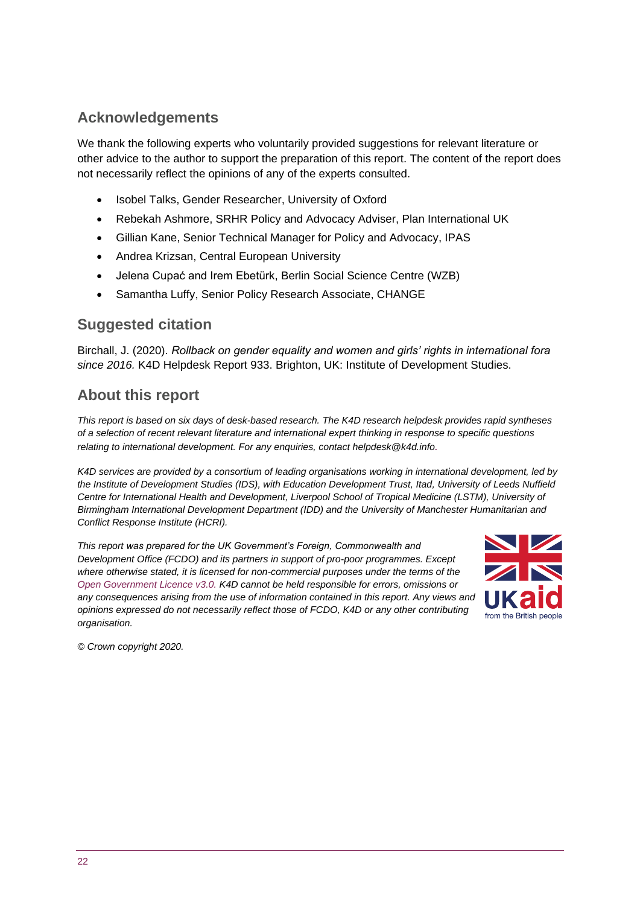## Acknowledgements

We thank the following experts who voluntarily provided suggestions for relevant literature or other advice to the author to support the preparation of this report. The content of the report does not necessarily reflect the opinions of any of the experts consulted.

- Isobel Talks, Gender Researcher, University of Oxford
- Rebekah Ashmore, SRHR Policy and Advocacy Adviser, Plan International UK
- Gillian Kane, Senior Technical Manager for Policy and Advocacy, IPAS
- Andrea Krizsan, Central European University
- Jelena Cupać and Irem Ebetürk, Berlin Social Science Centre (WZB)
- Samantha Luffy, Senior Policy Research Associate, CHANGE

## Suggested citation

Birchall, J. (2020). *Rollback on gender equality and women and girls' rights in international fora since 2016.* K4D Helpdesk Report 933. Brighton, UK: Institute of Development Studies.

## About this report

*This report is based on six days of desk-based research. The K4D research helpdesk provides rapid syntheses of a selection of recent relevant literature and international expert thinking in response to specific questions relating to international development. For any enquiries, contact helpdesk@k4d.info.*

*K4D services are provided by a consortium of leading organisations working in international development, led by the Institute of Development Studies (IDS), with Education Development Trust, Itad, University of Leeds Nuffield Centre for International Health and Development, Liverpool School of Tropical Medicine (LSTM), University of Birmingham International Development Department (IDD) and the University of Manchester Humanitarian and Conflict Response Institute (HCRI).*

*This report was prepared for the UK Government's Foreign, Commonwealth and Development Office (FCDO) and its partners in support of pro-poor programmes. Except where otherwise stated, it is licensed for non-commercial purposes under the terms of the Open Government Licence v3.0. K4D cannot be held responsible for errors, omissions or any consequences arising from the use of information contained in this report. Any views and opinions expressed do not necessarily reflect those of FCDO, K4D or any other contributing organisation.*

UKaid
from the British people

*© Crown copyright 2020.*